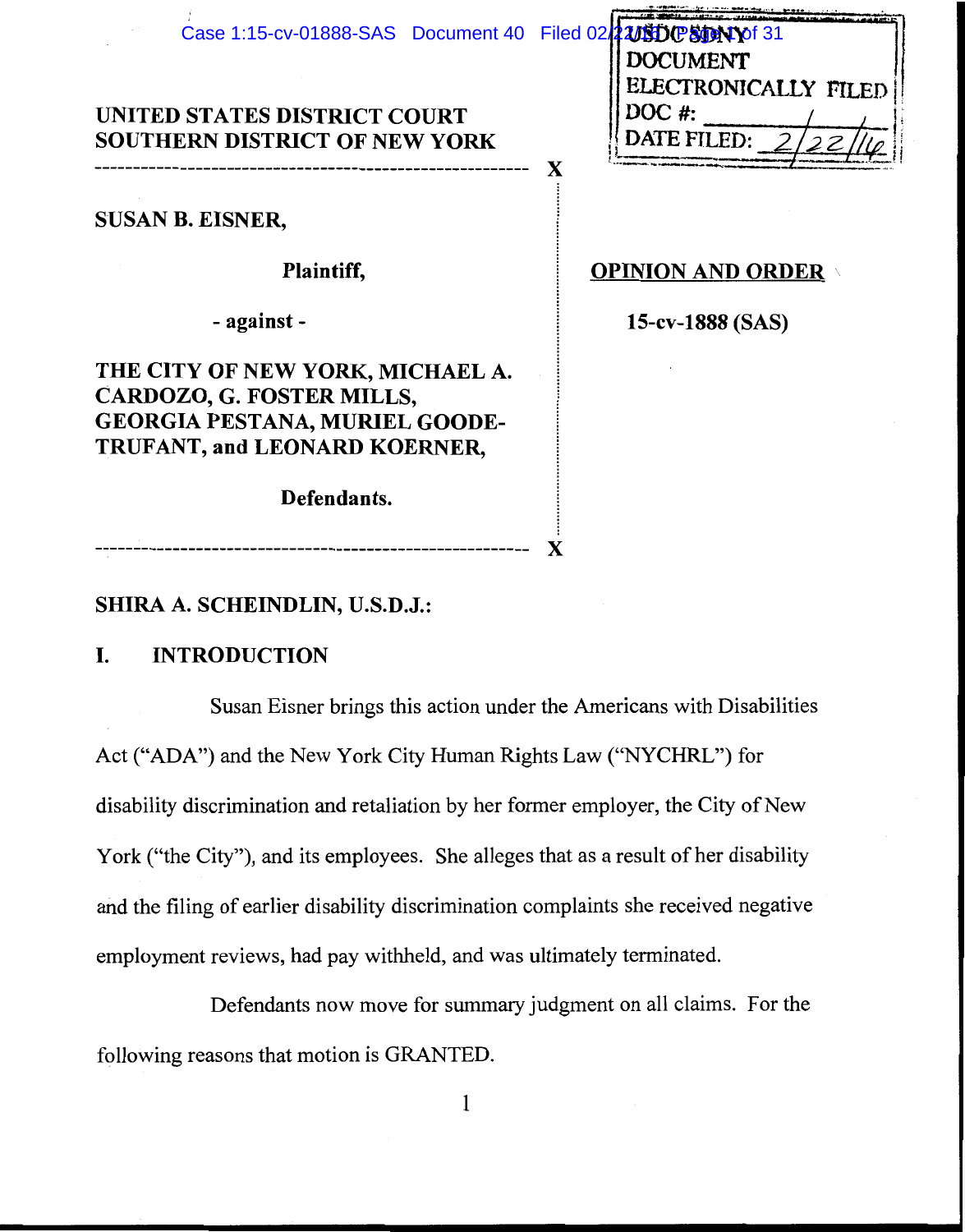UNITED STATES DISTRICT COURT
SOUTHERN DISTRICT OF NEW YORK

USDC SDNY
DOCUMENT
ELECTRONICALLY FILED
DOC #:
DATE FILED: 2/22/16

SUSAN B. EISNER,

Plaintiff,

- against -

THE CITY OF NEW YORK, MICHAEL A. CARDOZO, G. FOSTER MILLS, GEORGIA PESTANA, MURIEL GOODE-TRUFANT, and LEONARD KOERNER,

Defendants.

**OPINION AND ORDER**

**15-cv-1888 (SAS)**

**SHIRA A. SCHEINDLIN, U.S.D.J.:**

## I. INTRODUCTION

Susan Eisner brings this action under the Americans with Disabilities Act ("ADA") and the New York City Human Rights Law ("NYCHRL") for disability discrimination and retaliation by her former employer, the City of New York ("the City"), and its employees. She alleges that as a result of her disability and the filing of earlier disability discrimination complaints she received negative employment reviews, had pay withheld, and was ultimately terminated.

Defendants now move for summary judgment on all claims. For the following reasons that motion is GRANTED.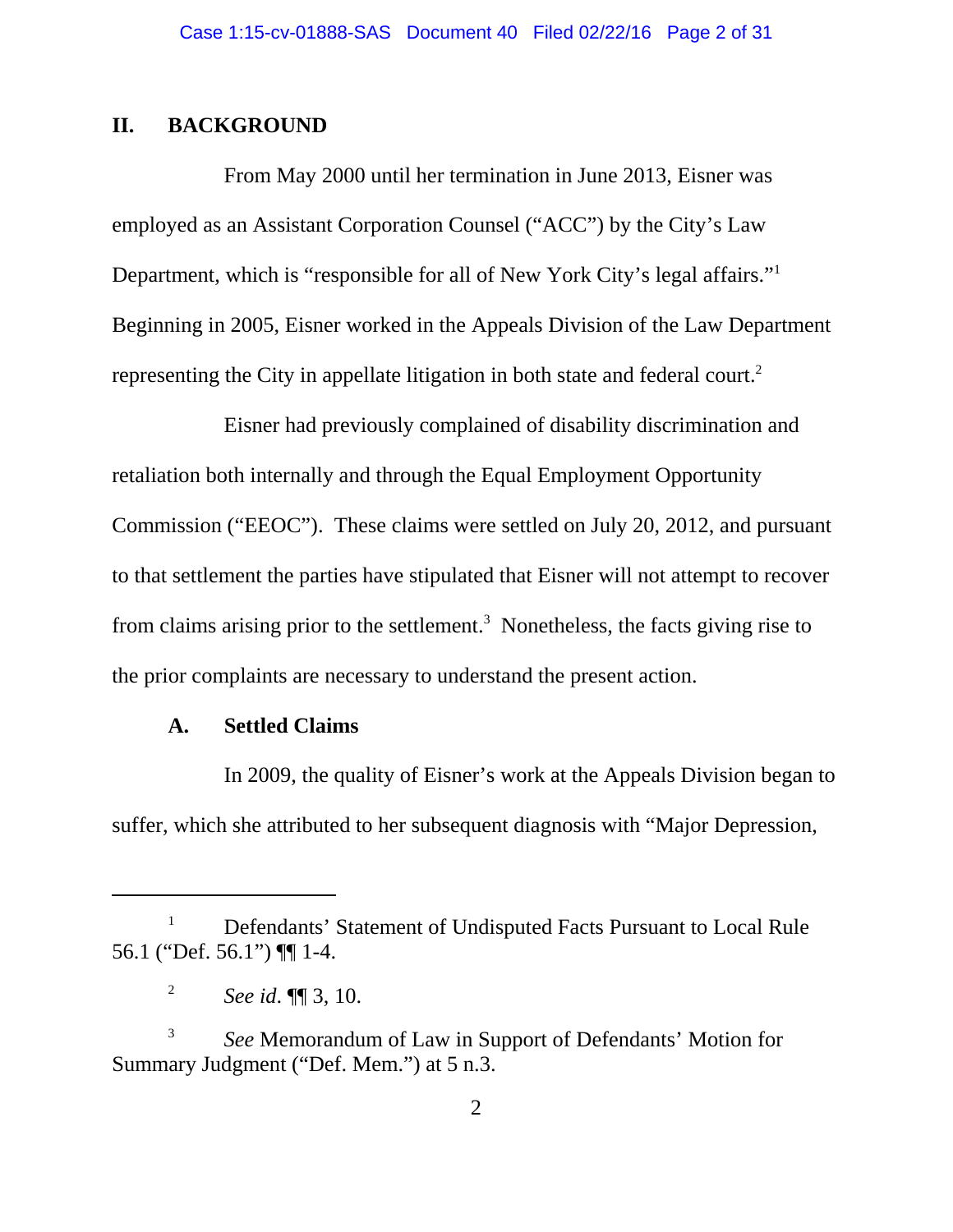## II. BACKGROUND

From May 2000 until her termination in June 2013, Eisner was employed as an Assistant Corporation Counsel ("ACC") by the City's Law Department, which is "responsible for all of New York City's legal affairs."[1] Beginning in 2005, Eisner worked in the Appeals Division of the Law Department representing the City in appellate litigation in both state and federal court.[2]

Eisner had previously complained of disability discrimination and retaliation both internally and through the Equal Employment Opportunity Commission ("EEOC"). These claims were settled on July 20, 2012, and pursuant to that settlement the parties have stipulated that Eisner will not attempt to recover from claims arising prior to the settlement.[3] Nonetheless, the facts giving rise to the prior complaints are necessary to understand the present action.

### A. Settled Claims

In 2009, the quality of Eisner's work at the Appeals Division began to suffer, which she attributed to her subsequent diagnosis with "Major Depression,

---

[1] Defendants' Statement of Undisputed Facts Pursuant to Local Rule 56.1 ("Def. 56.1") ¶¶ 1-4.

[2] *See id.* ¶¶ 3, 10.

[3] *See* Memorandum of Law in Support of Defendants' Motion for Summary Judgment ("Def. Mem.") at 5 n.3.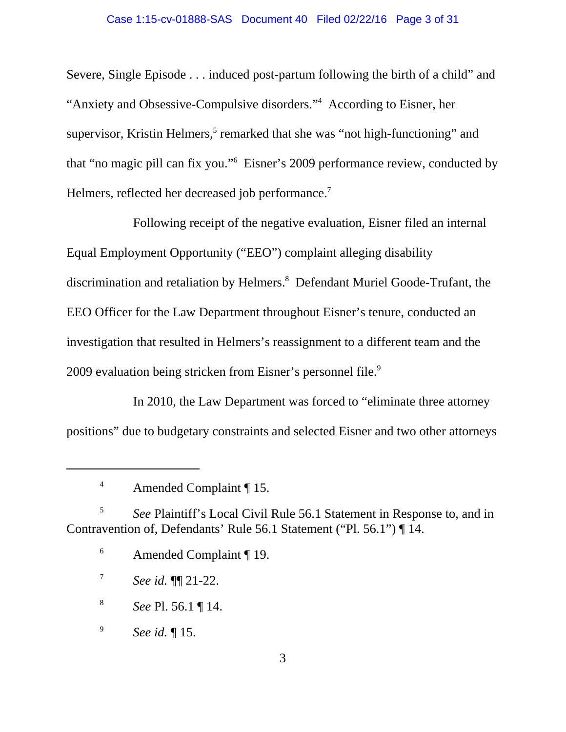Severe, Single Episode . . . induced post-partum following the birth of a child" and "Anxiety and Obsessive-Compulsive disorders."[4] According to Eisner, her supervisor, Kristin Helmers,[5] remarked that she was "not high-functioning" and that "no magic pill can fix you."[6] Eisner's 2009 performance review, conducted by Helmers, reflected her decreased job performance.[7]

Following receipt of the negative evaluation, Eisner filed an internal Equal Employment Opportunity ("EEO") complaint alleging disability discrimination and retaliation by Helmers.[8] Defendant Muriel Goode-Trufant, the EEO Officer for the Law Department throughout Eisner's tenure, conducted an investigation that resulted in Helmers's reassignment to a different team and the 2009 evaluation being stricken from Eisner's personnel file.[9]

In 2010, the Law Department was forced to "eliminate three attorney positions" due to budgetary constraints and selected Eisner and two other attorneys

---

[4] Amended Complaint ¶ 15.

[5] *See* Plaintiff's Local Civil Rule 56.1 Statement in Response to, and in Contravention of, Defendants' Rule 56.1 Statement ("Pl. 56.1") ¶ 14.

[6] Amended Complaint ¶ 19.

[7] *See id.* ¶¶ 21-22.

[8] *See* Pl. 56.1 ¶ 14.

[9] *See id.* ¶ 15.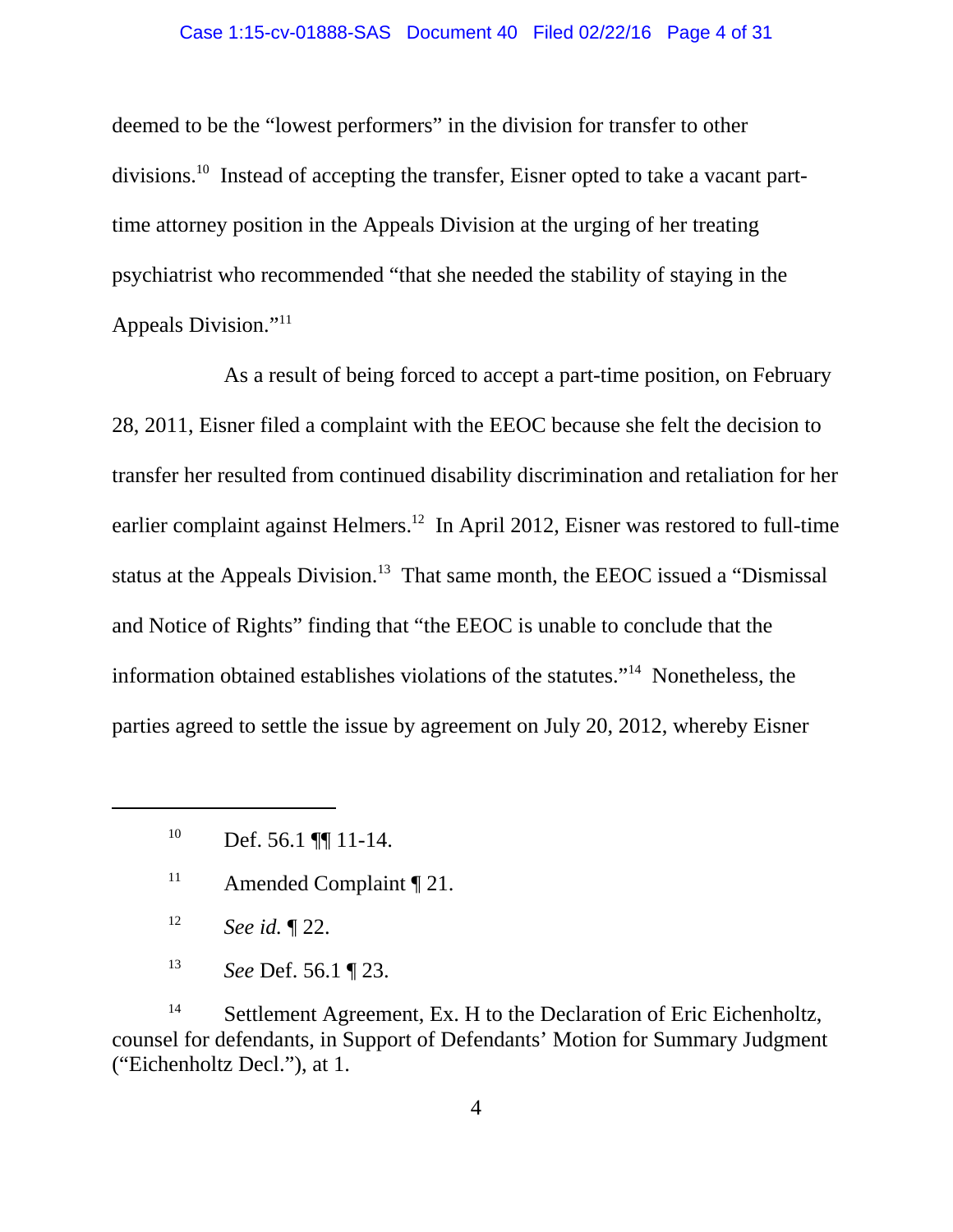deemed to be the "lowest performers" in the division for transfer to other divisions.[10] Instead of accepting the transfer, Eisner opted to take a vacant part-time attorney position in the Appeals Division at the urging of her treating psychiatrist who recommended "that she needed the stability of staying in the Appeals Division."[11]

As a result of being forced to accept a part-time position, on February 28, 2011, Eisner filed a complaint with the EEOC because she felt the decision to transfer her resulted from continued disability discrimination and retaliation for her earlier complaint against Helmers.[12] In April 2012, Eisner was restored to full-time status at the Appeals Division.[13] That same month, the EEOC issued a "Dismissal and Notice of Rights" finding that "the EEOC is unable to conclude that the information obtained establishes violations of the statutes."[14] Nonetheless, the parties agreed to settle the issue by agreement on July 20, 2012, whereby Eisner

---

[10] Def. 56.1 ¶¶ 11-14.

[11] Amended Complaint ¶ 21.

[12] *See id.* ¶ 22.

[13] *See* Def. 56.1 ¶ 23.

[14] Settlement Agreement, Ex. H to the Declaration of Eric Eichenholtz, counsel for defendants, in Support of Defendants' Motion for Summary Judgment ("Eichenholtz Decl."), at 1.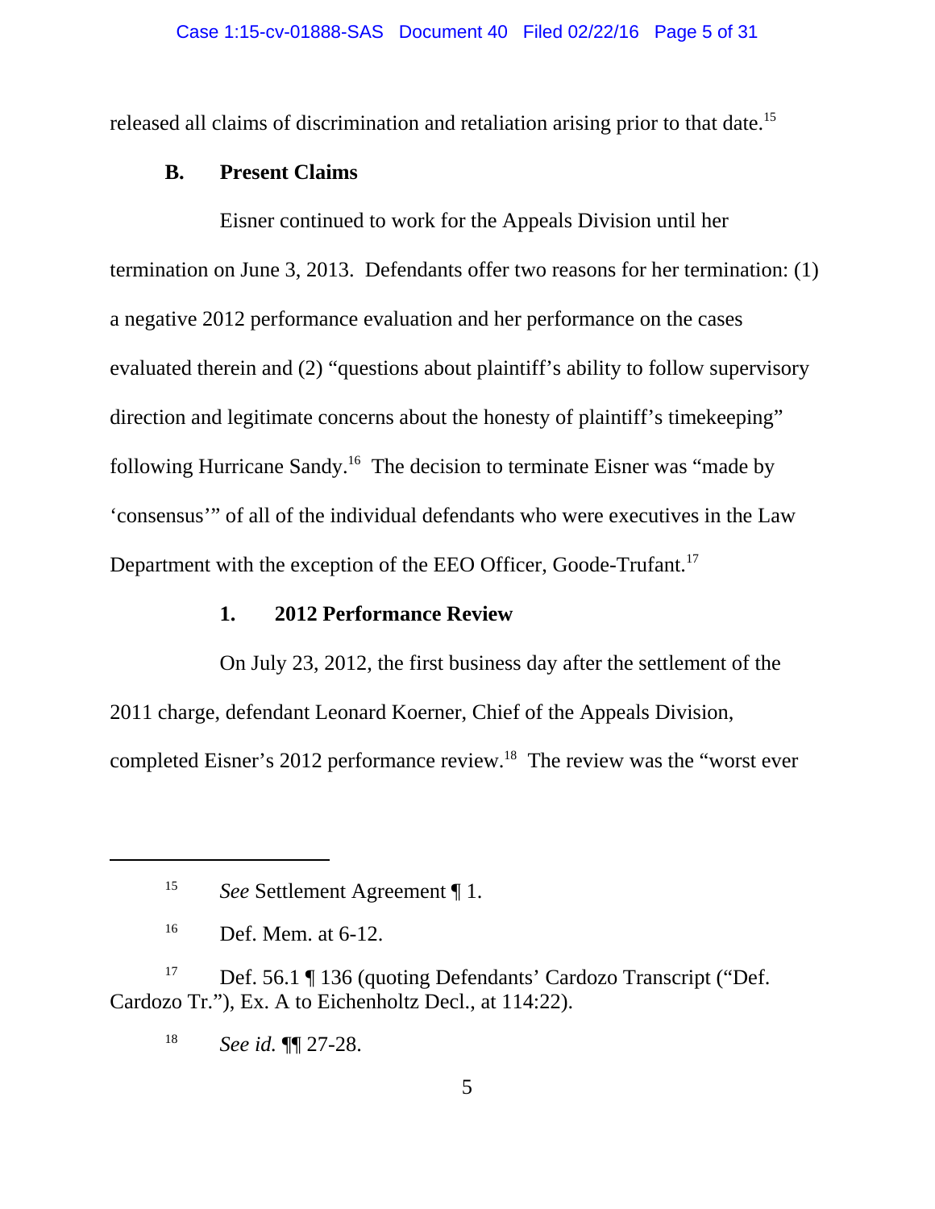released all claims of discrimination and retaliation arising prior to that date.[15]

### B. Present Claims

Eisner continued to work for the Appeals Division until her termination on June 3, 2013. Defendants offer two reasons for her termination: (1) a negative 2012 performance evaluation and her performance on the cases evaluated therein and (2) "questions about plaintiff's ability to follow supervisory direction and legitimate concerns about the honesty of plaintiff's timekeeping" following Hurricane Sandy.[16] The decision to terminate Eisner was "made by 'consensus'" of all of the individual defendants who were executives in the Law Department with the exception of the EEO Officer, Goode-Trufant.[17]

#### 1. 2012 Performance Review

On July 23, 2012, the first business day after the settlement of the 2011 charge, defendant Leonard Koerner, Chief of the Appeals Division, completed Eisner's 2012 performance review.[18] The review was the "worst ever

---

[15] *See* Settlement Agreement ¶ 1.

[16] Def. Mem. at 6-12.

[17] Def. 56.1 ¶ 136 (quoting Defendants' Cardozo Transcript ("Def. Cardozo Tr."), Ex. A to Eichenholtz Decl., at 114:22).

[18] *See id.* ¶¶ 27-28.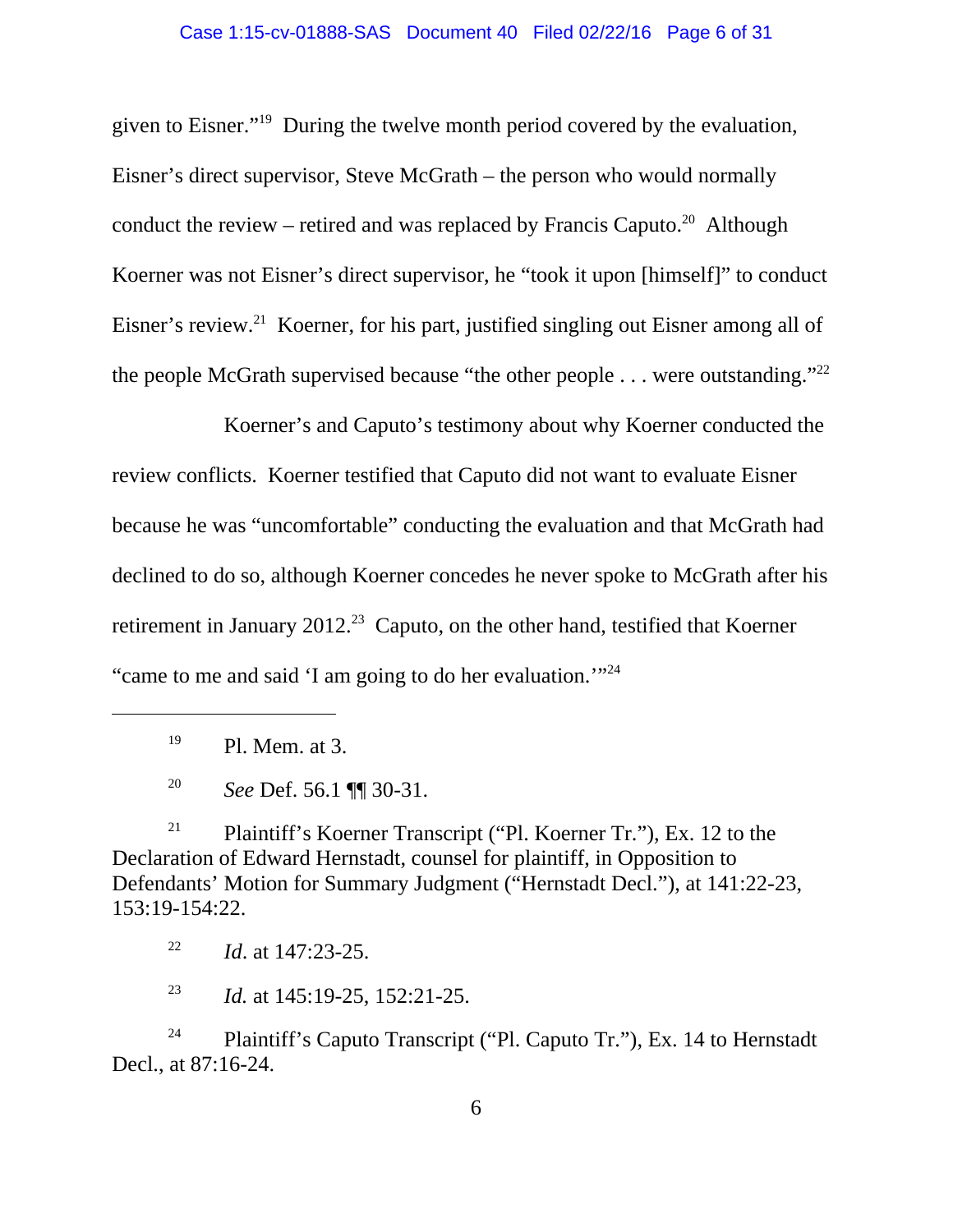given to Eisner."[19] During the twelve month period covered by the evaluation, Eisner's direct supervisor, Steve McGrath – the person who would normally conduct the review – retired and was replaced by Francis Caputo.[20] Although Koerner was not Eisner's direct supervisor, he "took it upon [himself]" to conduct Eisner's review.[21] Koerner, for his part, justified singling out Eisner among all of the people McGrath supervised because "the other people . . . were outstanding."[22]

Koerner's and Caputo's testimony about why Koerner conducted the review conflicts. Koerner testified that Caputo did not want to evaluate Eisner because he was "uncomfortable" conducting the evaluation and that McGrath had declined to do so, although Koerner concedes he never spoke to McGrath after his retirement in January 2012.[23] Caputo, on the other hand, testified that Koerner "came to me and said 'I am going to do her evaluation.'"[24]

---

[19] Pl. Mem. at 3.

[20] *See* Def. 56.1 ¶¶ 30-31.

[21] Plaintiff's Koerner Transcript ("Pl. Koerner Tr."), Ex. 12 to the Declaration of Edward Hernstadt, counsel for plaintiff, in Opposition to Defendants' Motion for Summary Judgment ("Hernstadt Decl."), at 141:22-23, 153:19-154:22.

[22] *Id*. at 147:23-25.

[23] *Id.* at 145:19-25, 152:21-25.

[24] Plaintiff's Caputo Transcript ("Pl. Caputo Tr."), Ex. 14 to Hernstadt Decl., at 87:16-24.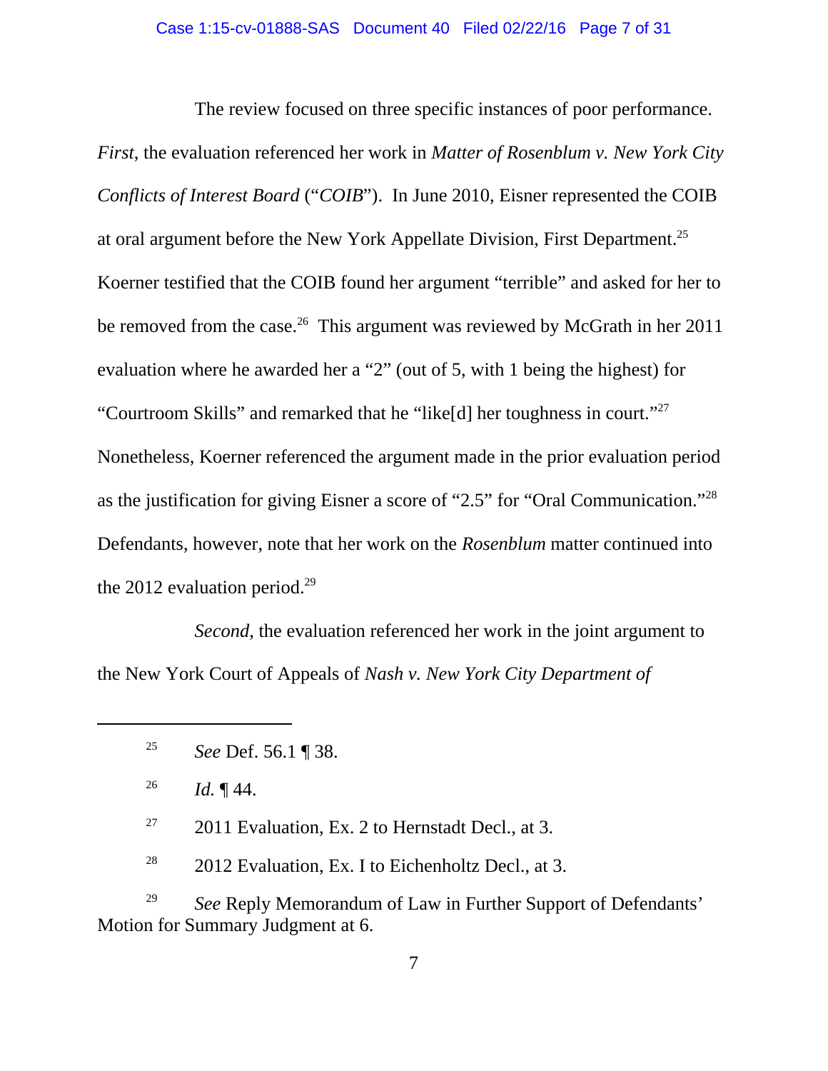The review focused on three specific instances of poor performance. *First*, the evaluation referenced her work in *Matter of Rosenblum v. New York City Conflicts of Interest Board* ("*COIB*"). In June 2010, Eisner represented the COIB at oral argument before the New York Appellate Division, First Department.[25] Koerner testified that the COIB found her argument "terrible" and asked for her to be removed from the case.[26] This argument was reviewed by McGrath in her 2011 evaluation where he awarded her a "2" (out of 5, with 1 being the highest) for "Courtroom Skills" and remarked that he "like[d] her toughness in court."[27] Nonetheless, Koerner referenced the argument made in the prior evaluation period as the justification for giving Eisner a score of "2.5" for "Oral Communication."[28] Defendants, however, note that her work on the *Rosenblum* matter continued into the 2012 evaluation period.[29]

*Second*, the evaluation referenced her work in the joint argument to the New York Court of Appeals of *Nash v. New York City Department of*

---

[25] *See* Def. 56.1 ¶ 38.

[26] *Id.* ¶ 44.

[27] 2011 Evaluation, Ex. 2 to Hernstadt Decl., at 3.

[28] 2012 Evaluation, Ex. I to Eichenholtz Decl., at 3.

[29] *See* Reply Memorandum of Law in Further Support of Defendants' Motion for Summary Judgment at 6.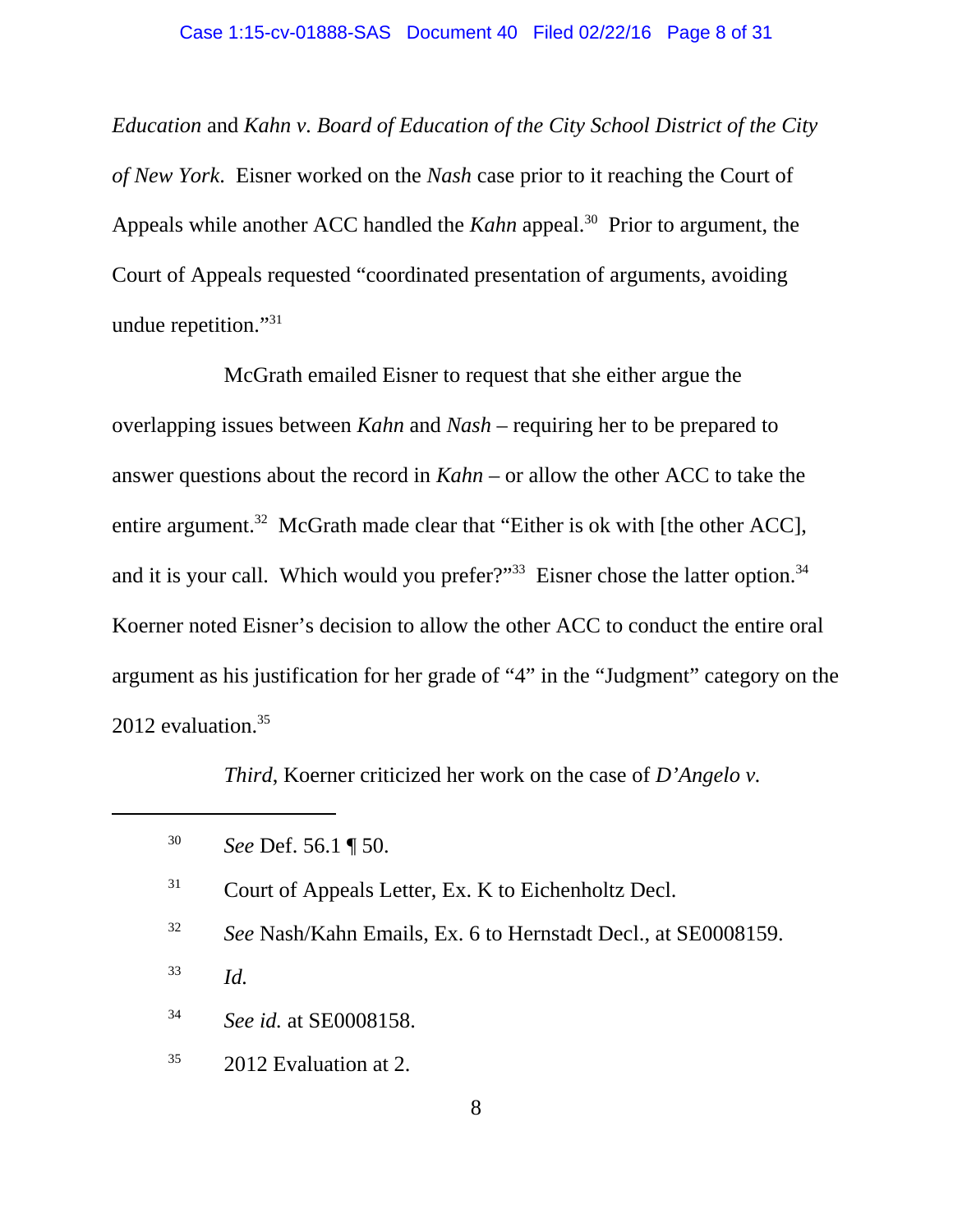*Education* and *Kahn v. Board of Education of the City School District of the City of New York*. Eisner worked on the *Nash* case prior to it reaching the Court of Appeals while another ACC handled the *Kahn* appeal.[30] Prior to argument, the Court of Appeals requested "coordinated presentation of arguments, avoiding undue repetition."[31]

McGrath emailed Eisner to request that she either argue the overlapping issues between *Kahn* and *Nash* – requiring her to be prepared to answer questions about the record in *Kahn* – or allow the other ACC to take the entire argument.[32] McGrath made clear that "Either is ok with [the other ACC], and it is your call. Which would you prefer?"[33] Eisner chose the latter option.[34] Koerner noted Eisner's decision to allow the other ACC to conduct the entire oral argument as his justification for her grade of "4" in the "Judgment" category on the 2012 evaluation.[35]

*Third*, Koerner criticized her work on the case of *D'Angelo v.*

---

[30] *See* Def. 56.1 ¶ 50.

[31] Court of Appeals Letter, Ex. K to Eichenholtz Decl.

[32] *See* Nash/Kahn Emails, Ex. 6 to Hernstadt Decl., at SE0008159.

[33] *Id.*

[34] *See id.* at SE0008158.

[35] 2012 Evaluation at 2.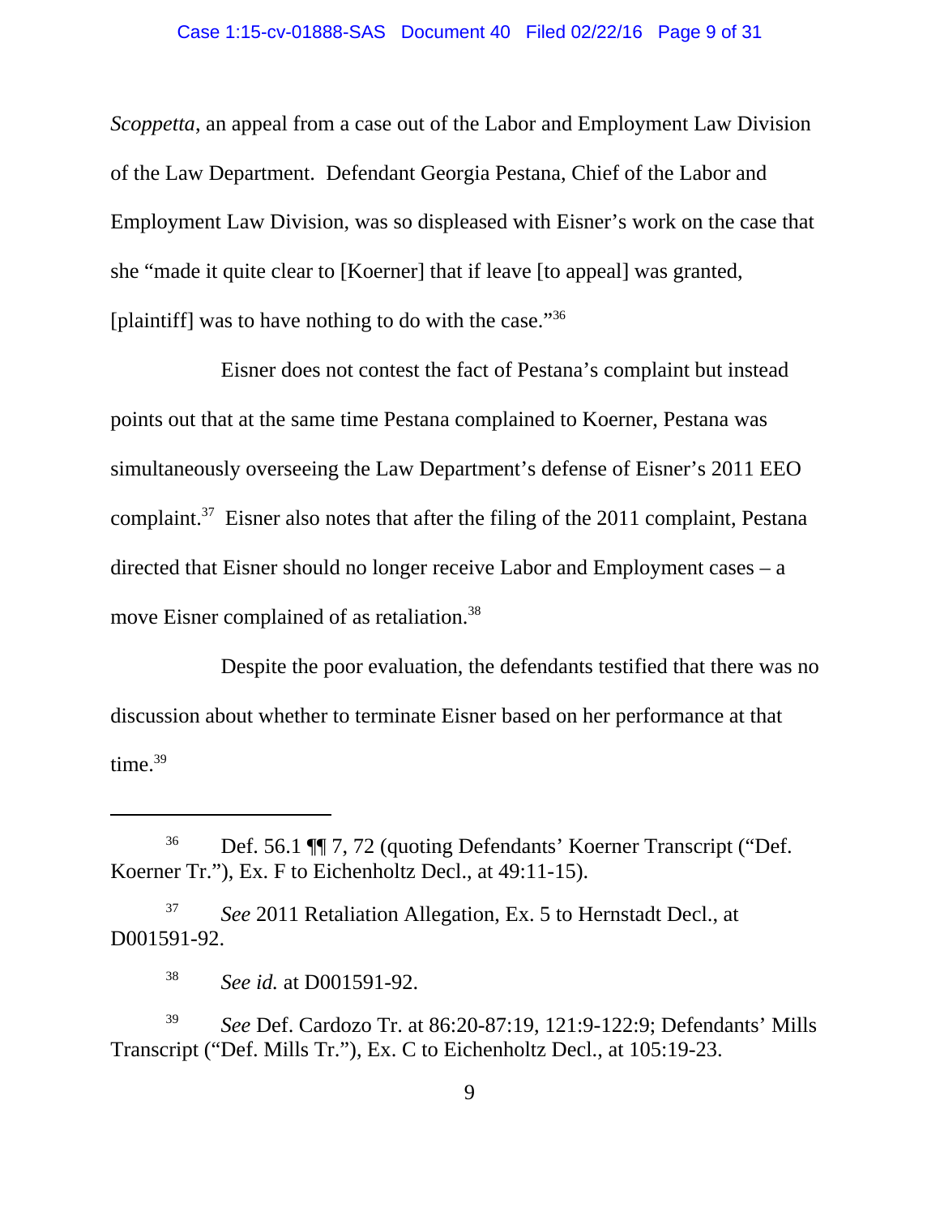*Scoppetta*, an appeal from a case out of the Labor and Employment Law Division of the Law Department. Defendant Georgia Pestana, Chief of the Labor and Employment Law Division, was so displeased with Eisner's work on the case that she "made it quite clear to [Koerner] that if leave [to appeal] was granted, [plaintiff] was to have nothing to do with the case."[36]

Eisner does not contest the fact of Pestana's complaint but instead points out that at the same time Pestana complained to Koerner, Pestana was simultaneously overseeing the Law Department's defense of Eisner's 2011 EEO complaint.[37] Eisner also notes that after the filing of the 2011 complaint, Pestana directed that Eisner should no longer receive Labor and Employment cases – a move Eisner complained of as retaliation.[38]

Despite the poor evaluation, the defendants testified that there was no discussion about whether to terminate Eisner based on her performance at that time.[39]

---

[36] Def. 56.1 ¶¶ 7, 72 (quoting Defendants' Koerner Transcript ("Def. Koerner Tr."), Ex. F to Eichenholtz Decl., at 49:11-15).

[37] *See* 2011 Retaliation Allegation, Ex. 5 to Hernstadt Decl., at D001591-92.

[38] *See id.* at D001591-92.

[39] *See* Def. Cardozo Tr. at 86:20-87:19, 121:9-122:9; Defendants' Mills Transcript ("Def. Mills Tr."), Ex. C to Eichenholtz Decl., at 105:19-23.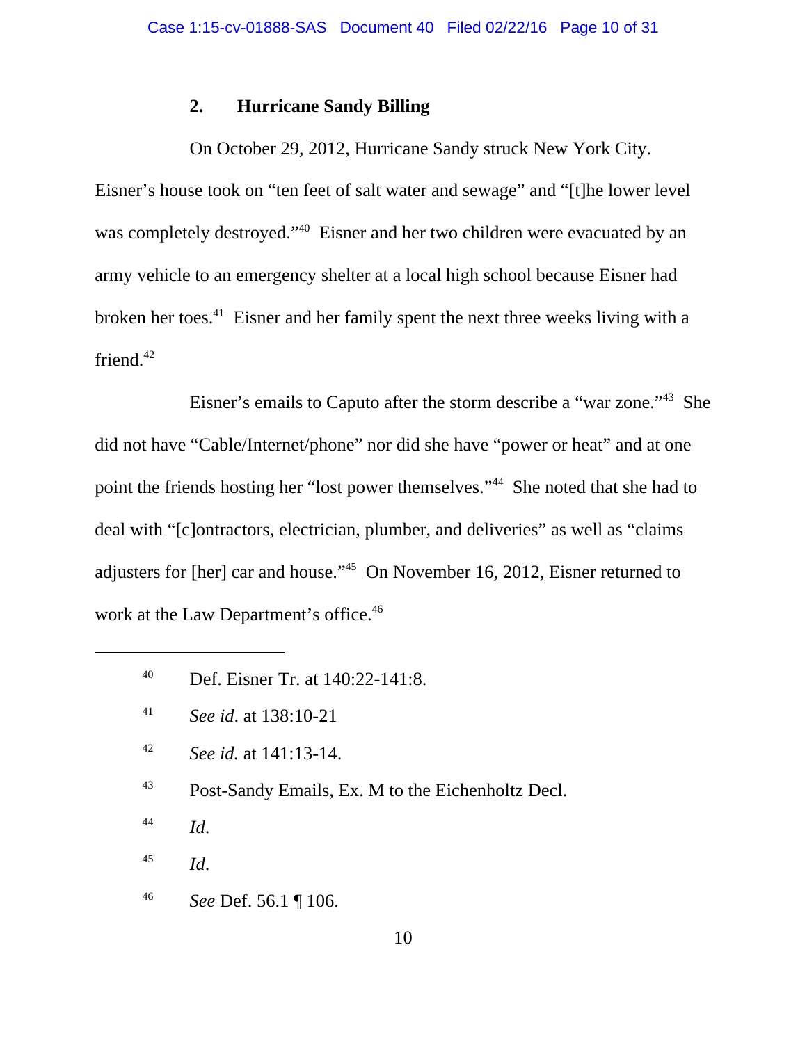### 2. Hurricane Sandy Billing

On October 29, 2012, Hurricane Sandy struck New York City. Eisner's house took on "ten feet of salt water and sewage" and "[t]he lower level was completely destroyed."[40] Eisner and her two children were evacuated by an army vehicle to an emergency shelter at a local high school because Eisner had broken her toes.[41] Eisner and her family spent the next three weeks living with a friend.[42]

Eisner's emails to Caputo after the storm describe a "war zone."[43] She did not have "Cable/Internet/phone" nor did she have "power or heat" and at one point the friends hosting her "lost power themselves."[44] She noted that she had to deal with "[c]ontractors, electrician, plumber, and deliveries" as well as "claims adjusters for [her] car and house."[45] On November 16, 2012, Eisner returned to work at the Law Department's office.[46]

---

[40] Def. Eisner Tr. at 140:22-141:8.

[41] *See id.* at 138:10-21

[42] *See id.* at 141:13-14.

[43] Post-Sandy Emails, Ex. M to the Eichenholtz Decl.

[44] *Id.*

[45] *Id.*

[46] *See* Def. 56.1 ¶ 106.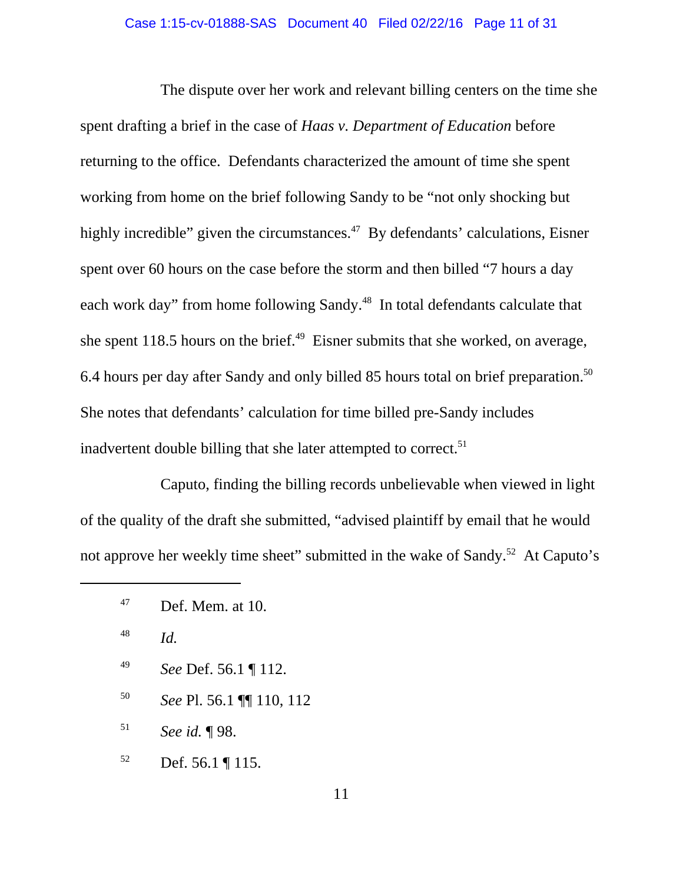The dispute over her work and relevant billing centers on the time she spent drafting a brief in the case of *Haas v. Department of Education* before returning to the office. Defendants characterized the amount of time she spent working from home on the brief following Sandy to be "not only shocking but highly incredible" given the circumstances.[47] By defendants' calculations, Eisner spent over 60 hours on the case before the storm and then billed "7 hours a day each work day" from home following Sandy.[48] In total defendants calculate that she spent 118.5 hours on the brief.[49] Eisner submits that she worked, on average, 6.4 hours per day after Sandy and only billed 85 hours total on brief preparation.[50] She notes that defendants' calculation for time billed pre-Sandy includes inadvertent double billing that she later attempted to correct.[51]

Caputo, finding the billing records unbelievable when viewed in light of the quality of the draft she submitted, "advised plaintiff by email that he would not approve her weekly time sheet" submitted in the wake of Sandy.[52] At Caputo's

---

[47] Def. Mem. at 10.

[48] *Id.*

[49] *See* Def. 56.1 ¶ 112.

[50] *See* Pl. 56.1 ¶¶ 110, 112

[51] *See id.* ¶ 98.

[52] Def. 56.1 ¶ 115.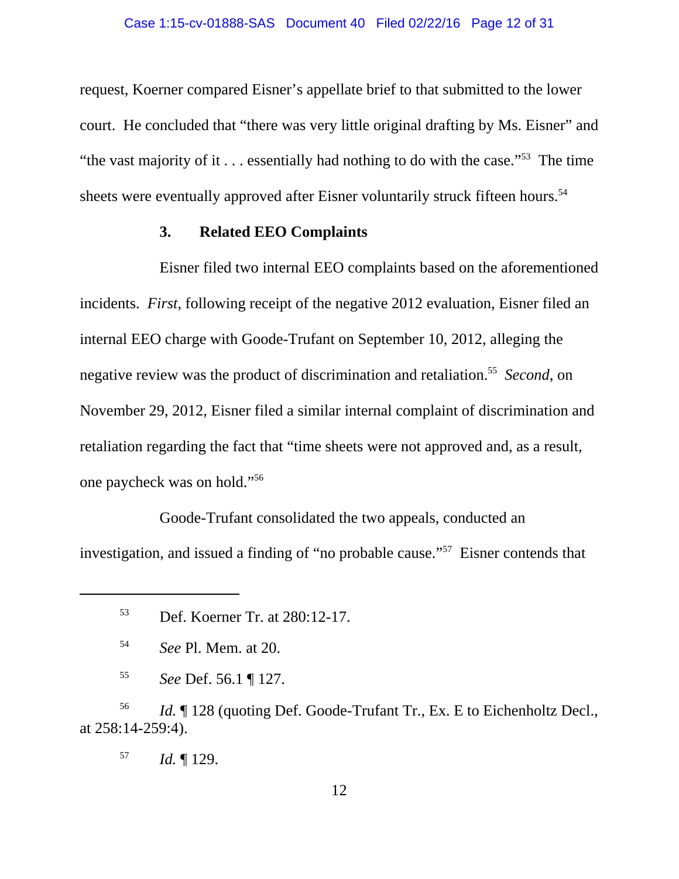request, Koerner compared Eisner's appellate brief to that submitted to the lower court. He concluded that "there was very little original drafting by Ms. Eisner" and "the vast majority of it . . . essentially had nothing to do with the case."[53] The time sheets were eventually approved after Eisner voluntarily struck fifteen hours.[54]

### 3. Related EEO Complaints

Eisner filed two internal EEO complaints based on the aforementioned incidents. *First*, following receipt of the negative 2012 evaluation, Eisner filed an internal EEO charge with Goode-Trufant on September 10, 2012, alleging the negative review was the product of discrimination and retaliation.[55] *Second*, on November 29, 2012, Eisner filed a similar internal complaint of discrimination and retaliation regarding the fact that "time sheets were not approved and, as a result, one paycheck was on hold."[56]

Goode-Trufant consolidated the two appeals, conducted an investigation, and issued a finding of "no probable cause."[57] Eisner contends that

---

[53] Def. Koerner Tr. at 280:12-17.

[54] *See* Pl. Mem. at 20.

[55] *See* Def. 56.1 ¶ 127.

[56] *Id.* ¶ 128 (quoting Def. Goode-Trufant Tr., Ex. E to Eichenholtz Decl., at 258:14-259:4).

[57] *Id.* ¶ 129.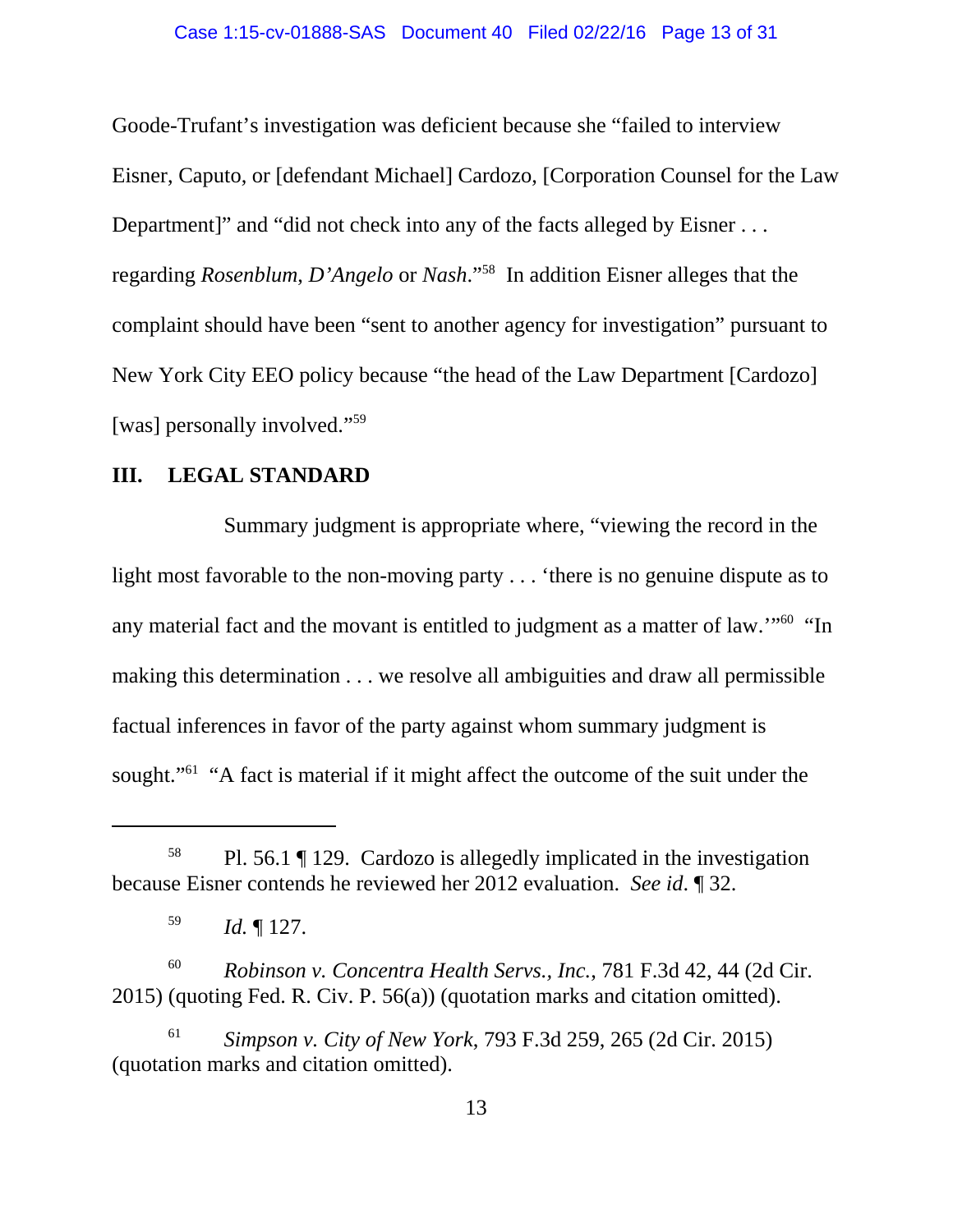Goode-Trufant's investigation was deficient because she "failed to interview Eisner, Caputo, or [defendant Michael] Cardozo, [Corporation Counsel for the Law Department]" and "did not check into any of the facts alleged by Eisner . . . regarding *Rosenblum*, *D'Angelo* or *Nash*."[58] In addition Eisner alleges that the complaint should have been "sent to another agency for investigation" pursuant to New York City EEO policy because "the head of the Law Department [Cardozo] [was] personally involved."[59]

## III. LEGAL STANDARD

Summary judgment is appropriate where, "viewing the record in the light most favorable to the non-moving party . . . 'there is no genuine dispute as to any material fact and the movant is entitled to judgment as a matter of law.'"[60] "In making this determination . . . we resolve all ambiguities and draw all permissible factual inferences in favor of the party against whom summary judgment is sought."[61] "A fact is material if it might affect the outcome of the suit under the

---

[58] Pl. 56.1 ¶ 129. Cardozo is allegedly implicated in the investigation because Eisner contends he reviewed her 2012 evaluation. *See id*. ¶ 32.

[59] *Id.* ¶ 127.

[60] *Robinson v. Concentra Health Servs., Inc.*, 781 F.3d 42, 44 (2d Cir. 2015) (quoting Fed. R. Civ. P. 56(a)) (quotation marks and citation omitted).

[61] *Simpson v. City of New York*, 793 F.3d 259, 265 (2d Cir. 2015) (quotation marks and citation omitted).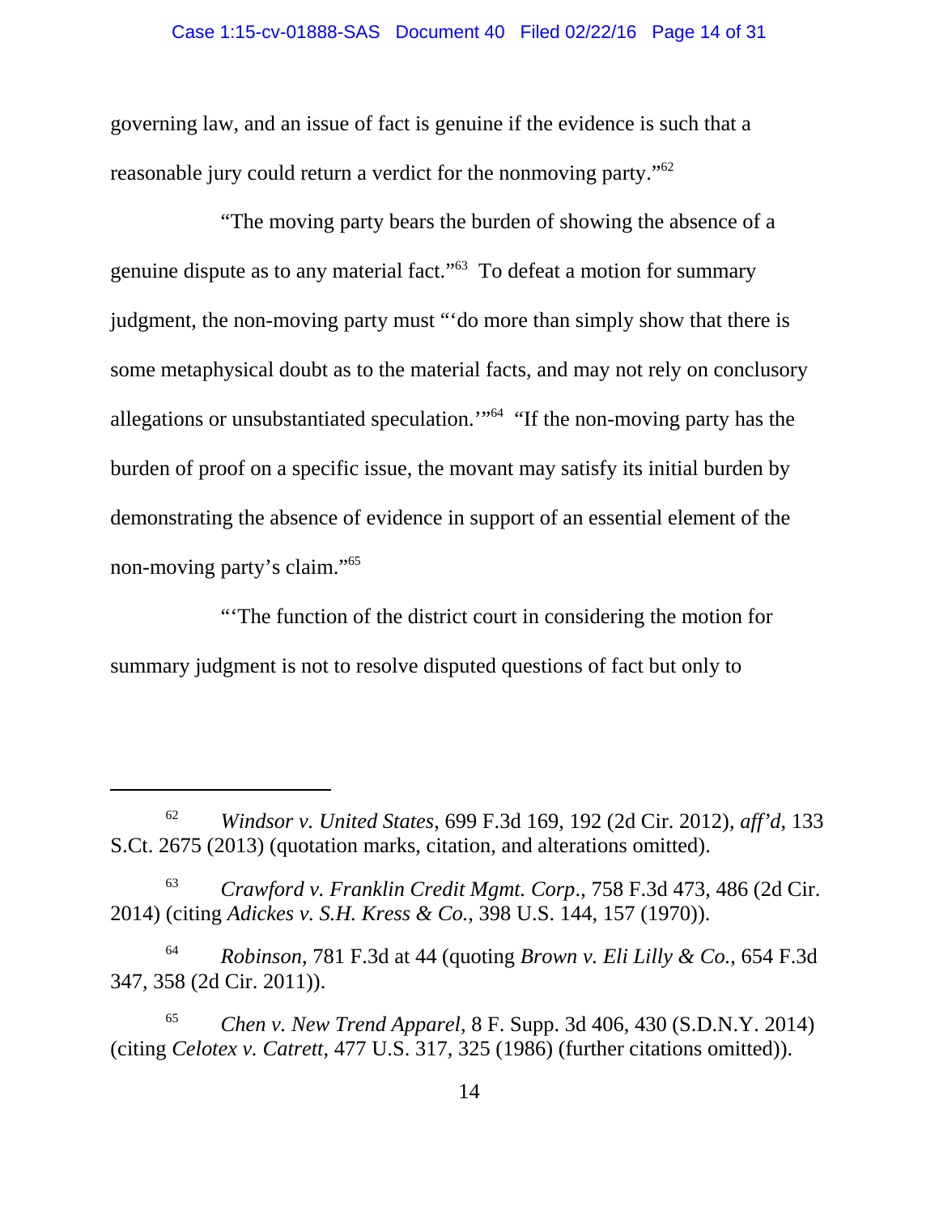governing law, and an issue of fact is genuine if the evidence is such that a reasonable jury could return a verdict for the nonmoving party."[62]

"The moving party bears the burden of showing the absence of a genuine dispute as to any material fact."[63] To defeat a motion for summary judgment, the non-moving party must "'do more than simply show that there is some metaphysical doubt as to the material facts, and may not rely on conclusory allegations or unsubstantiated speculation.'"[64] "If the non-moving party has the burden of proof on a specific issue, the movant may satisfy its initial burden by demonstrating the absence of evidence in support of an essential element of the non-moving party's claim."[65]

"'The function of the district court in considering the motion for summary judgment is not to resolve disputed questions of fact but only to

---

[62] *Windsor v. United States*, 699 F.3d 169, 192 (2d Cir. 2012), *aff'd*, 133 S.Ct. 2675 (2013) (quotation marks, citation, and alterations omitted).

[63] *Crawford v. Franklin Credit Mgmt. Corp*., 758 F.3d 473, 486 (2d Cir. 2014) (citing *Adickes v. S.H. Kress & Co.*, 398 U.S. 144, 157 (1970)).

[64] *Robinson*, 781 F.3d at 44 (quoting *Brown v. Eli Lilly & Co.*, 654 F.3d 347, 358 (2d Cir. 2011)).

[65] *Chen v. New Trend Apparel*, 8 F. Supp. 3d 406, 430 (S.D.N.Y. 2014) (citing *Celotex v. Catrett*, 477 U.S. 317, 325 (1986) (further citations omitted)).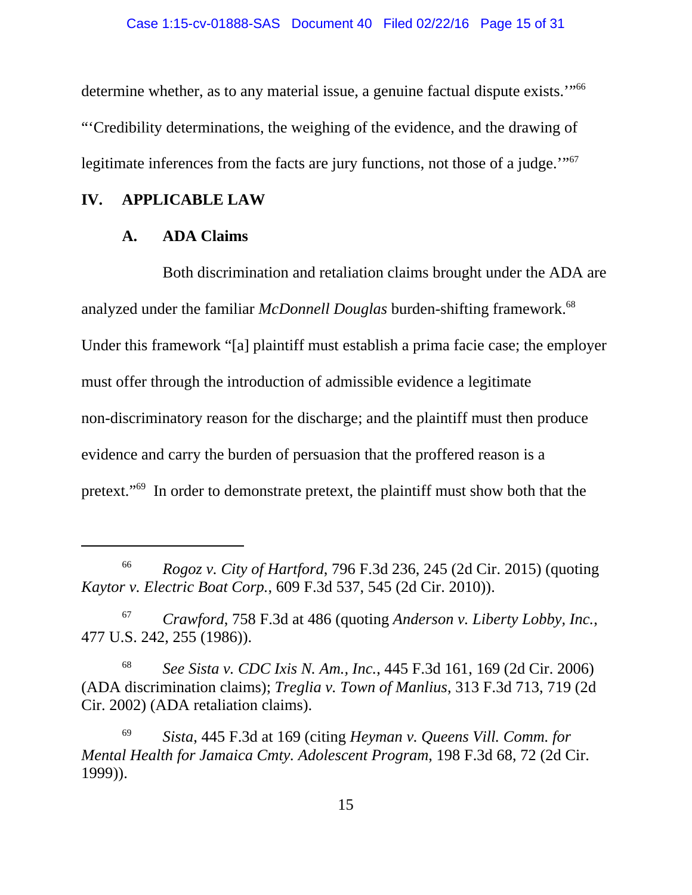determine whether, as to any material issue, a genuine factual dispute exists.'"[66] "'Credibility determinations, the weighing of the evidence, and the drawing of legitimate inferences from the facts are jury functions, not those of a judge.'"[67]

## IV. APPLICABLE LAW

### A. ADA Claims

Both discrimination and retaliation claims brought under the ADA are analyzed under the familiar *McDonnell Douglas* burden-shifting framework.[68] Under this framework "[a] plaintiff must establish a prima facie case; the employer must offer through the introduction of admissible evidence a legitimate non-discriminatory reason for the discharge; and the plaintiff must then produce evidence and carry the burden of persuasion that the proffered reason is a pretext."[69] In order to demonstrate pretext, the plaintiff must show both that the

---

[66] *Rogoz v. City of Hartford*, 796 F.3d 236, 245 (2d Cir. 2015) (quoting *Kaytor v. Electric Boat Corp.*, 609 F.3d 537, 545 (2d Cir. 2010)).

[67] *Crawford*, 758 F.3d at 486 (quoting *Anderson v. Liberty Lobby, Inc.*, 477 U.S. 242, 255 (1986)).

[68] *See Sista v. CDC Ixis N. Am., Inc.*, 445 F.3d 161, 169 (2d Cir. 2006) (ADA discrimination claims); *Treglia v. Town of Manlius*, 313 F.3d 713, 719 (2d Cir. 2002) (ADA retaliation claims).

[69] *Sista*, 445 F.3d at 169 (citing *Heyman v. Queens Vill. Comm. for Mental Health for Jamaica Cmty. Adolescent Program*, 198 F.3d 68, 72 (2d Cir. 1999)).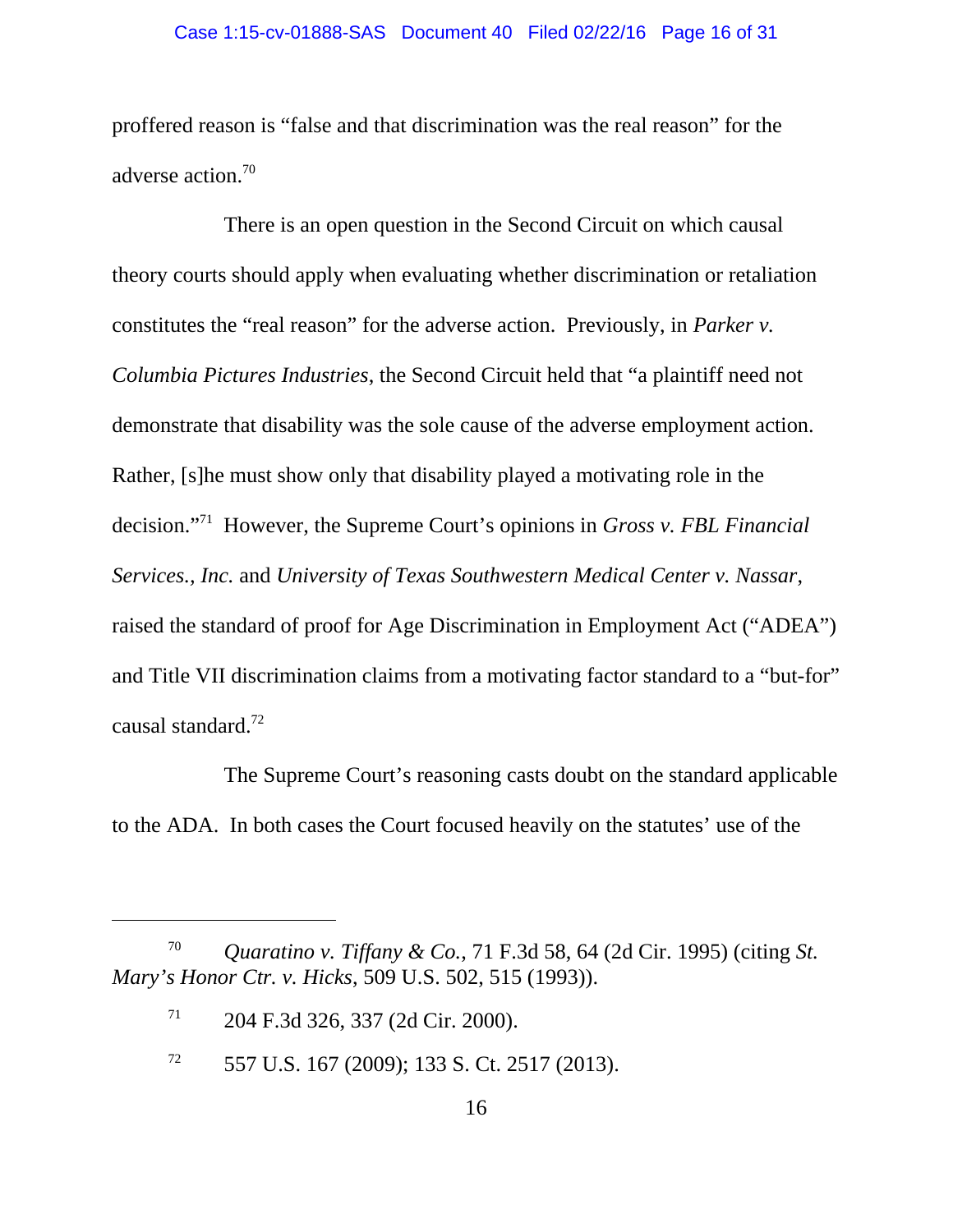proffered reason is "false and that discrimination was the real reason" for the adverse action.[70]

There is an open question in the Second Circuit on which causal theory courts should apply when evaluating whether discrimination or retaliation constitutes the "real reason" for the adverse action. Previously, in *Parker v. Columbia Pictures Industries*, the Second Circuit held that "a plaintiff need not demonstrate that disability was the sole cause of the adverse employment action. Rather, [s]he must show only that disability played a motivating role in the decision."[71] However, the Supreme Court's opinions in *Gross v. FBL Financial Services., Inc.* and *University of Texas Southwestern Medical Center v. Nassar*, raised the standard of proof for Age Discrimination in Employment Act ("ADEA") and Title VII discrimination claims from a motivating factor standard to a "but-for" causal standard.[72]

The Supreme Court's reasoning casts doubt on the standard applicable to the ADA. In both cases the Court focused heavily on the statutes' use of the

---

[70] *Quaratino v. Tiffany & Co.*, 71 F.3d 58, 64 (2d Cir. 1995) (citing *St. Mary's Honor Ctr. v. Hicks*, 509 U.S. 502, 515 (1993)).

[71] 204 F.3d 326, 337 (2d Cir. 2000).

[72] 557 U.S. 167 (2009); 133 S. Ct. 2517 (2013).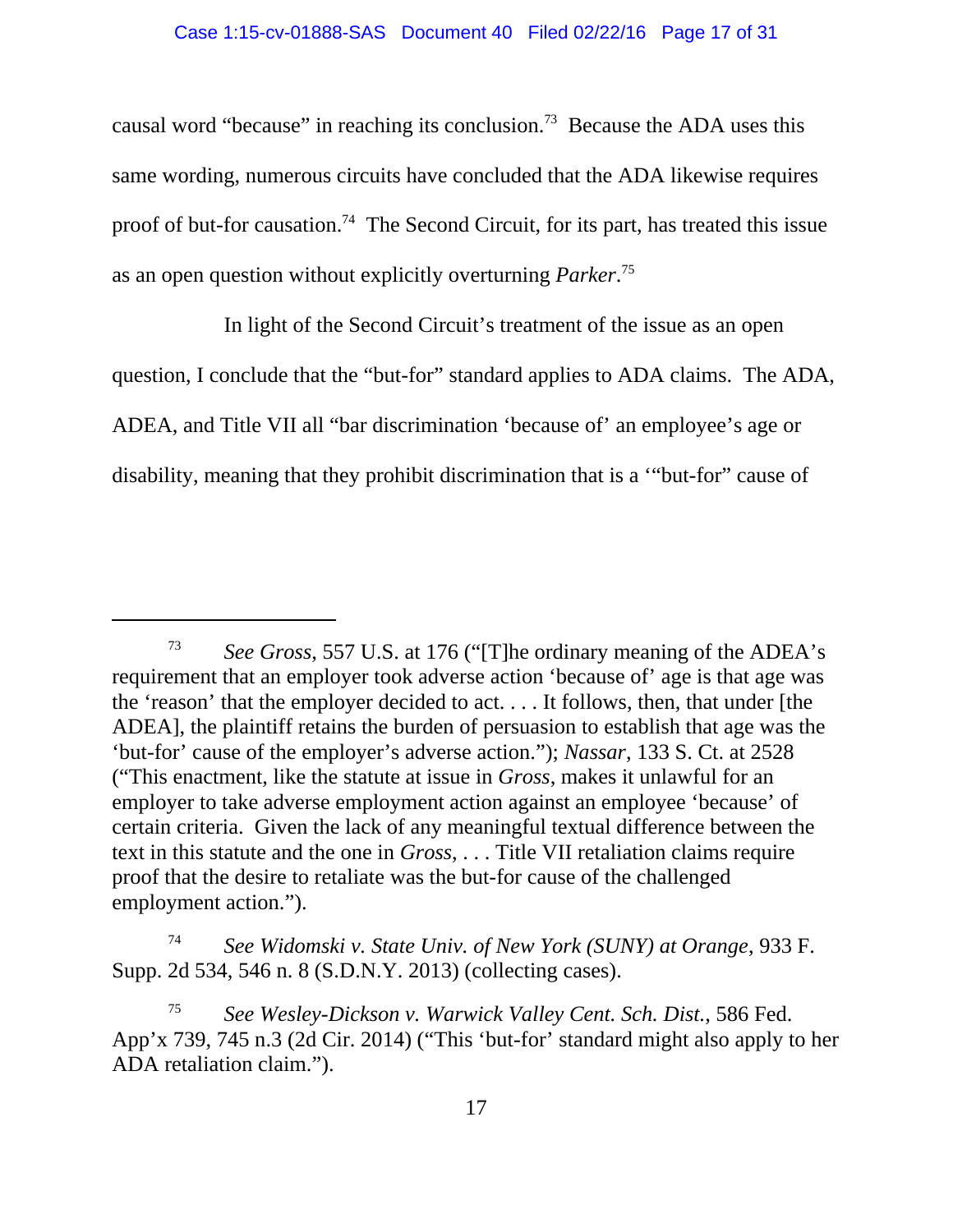causal word "because" in reaching its conclusion.[73] Because the ADA uses this same wording, numerous circuits have concluded that the ADA likewise requires proof of but-for causation.[74] The Second Circuit, for its part, has treated this issue as an open question without explicitly overturning *Parker*.[75]

In light of the Second Circuit's treatment of the issue as an open question, I conclude that the "but-for" standard applies to ADA claims. The ADA, ADEA, and Title VII all "bar discrimination 'because of' an employee's age or disability, meaning that they prohibit discrimination that is a '"but-for" cause of

---

[73] *See Gross*, 557 U.S. at 176 ("[T]he ordinary meaning of the ADEA's requirement that an employer took adverse action 'because of' age is that age was the 'reason' that the employer decided to act. . . . It follows, then, that under [the ADEA], the plaintiff retains the burden of persuasion to establish that age was the 'but-for' cause of the employer's adverse action."); *Nassar*, 133 S. Ct. at 2528 ("This enactment, like the statute at issue in *Gross*, makes it unlawful for an employer to take adverse employment action against an employee 'because' of certain criteria. Given the lack of any meaningful textual difference between the text in this statute and the one in *Gross*, . . . Title VII retaliation claims require proof that the desire to retaliate was the but-for cause of the challenged employment action.").

[74] *See Widomski v. State Univ. of New York (SUNY) at Orange*, 933 F. Supp. 2d 534, 546 n. 8 (S.D.N.Y. 2013) (collecting cases).

[75] *See Wesley-Dickson v. Warwick Valley Cent. Sch. Dist.*, 586 Fed. App'x 739, 745 n.3 (2d Cir. 2014) ("This 'but-for' standard might also apply to her ADA retaliation claim.").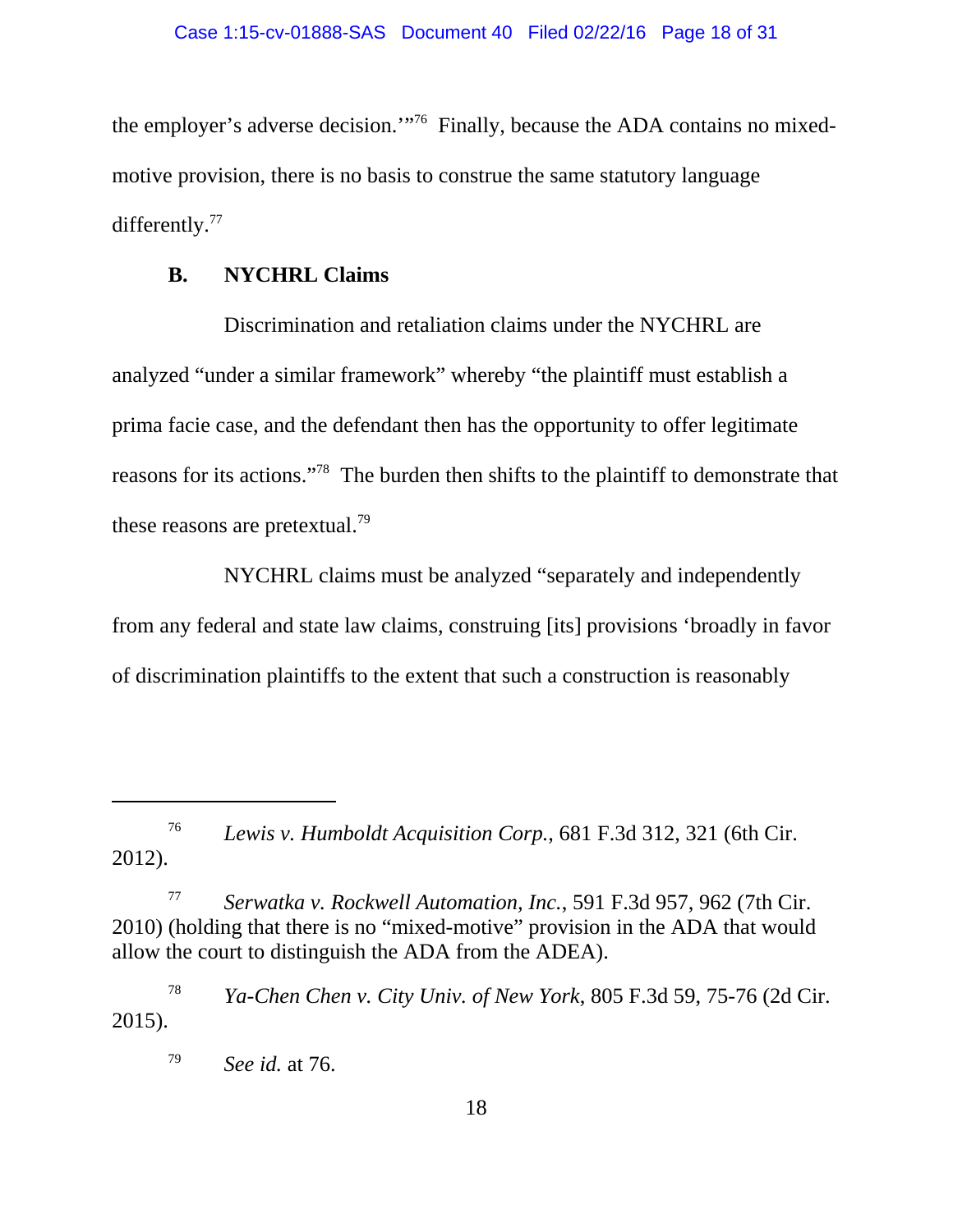the employer's adverse decision.'"[76] Finally, because the ADA contains no mixed-motive provision, there is no basis to construe the same statutory language differently.[77]

### B. NYCHRL Claims

Discrimination and retaliation claims under the NYCHRL are analyzed "under a similar framework" whereby "the plaintiff must establish a prima facie case, and the defendant then has the opportunity to offer legitimate reasons for its actions."[78] The burden then shifts to the plaintiff to demonstrate that these reasons are pretextual.[79]

NYCHRL claims must be analyzed "separately and independently from any federal and state law claims, construing [its] provisions 'broadly in favor of discrimination plaintiffs to the extent that such a construction is reasonably

---

[76] *Lewis v. Humboldt Acquisition Corp.*, 681 F.3d 312, 321 (6th Cir. 2012).

[77] *Serwatka v. Rockwell Automation, Inc.*, 591 F.3d 957, 962 (7th Cir. 2010) (holding that there is no "mixed-motive" provision in the ADA that would allow the court to distinguish the ADA from the ADEA).

[78] *Ya-Chen Chen v. City Univ. of New York*, 805 F.3d 59, 75-76 (2d Cir. 2015).

[79] *See id.* at 76.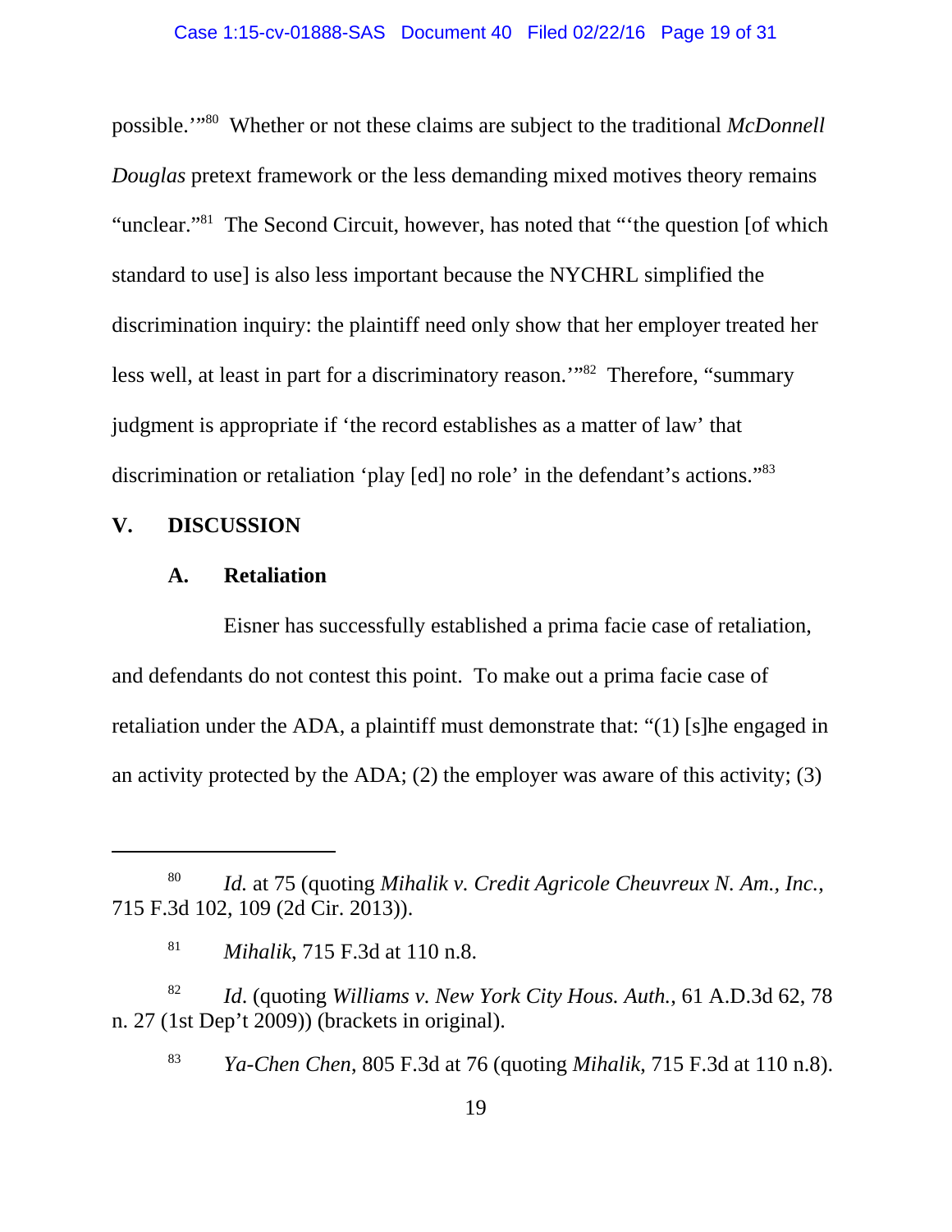possible.'"[80] Whether or not these claims are subject to the traditional *McDonnell Douglas* pretext framework or the less demanding mixed motives theory remains "unclear."[81] The Second Circuit, however, has noted that "'the question [of which standard to use] is also less important because the NYCHRL simplified the discrimination inquiry: the plaintiff need only show that her employer treated her less well, at least in part for a discriminatory reason.'"[82] Therefore, "summary judgment is appropriate if 'the record establishes as a matter of law' that discrimination or retaliation 'play [ed] no role' in the defendant's actions."[83]

## V. DISCUSSION

### A. Retaliation

Eisner has successfully established a prima facie case of retaliation, and defendants do not contest this point. To make out a prima facie case of retaliation under the ADA, a plaintiff must demonstrate that: "(1) [s]he engaged in an activity protected by the ADA; (2) the employer was aware of this activity; (3)

---

[80] *Id.* at 75 (quoting *Mihalik v. Credit Agricole Cheuvreux N. Am., Inc.*, 715 F.3d 102, 109 (2d Cir. 2013)).

[81] *Mihalik*, 715 F.3d at 110 n.8.

[82] *Id*. (quoting *Williams v. New York City Hous. Auth.*, 61 A.D.3d 62, 78 n. 27 (1st Dep't 2009)) (brackets in original).

[83] *Ya-Chen Chen*, 805 F.3d at 76 (quoting *Mihalik*, 715 F.3d at 110 n.8).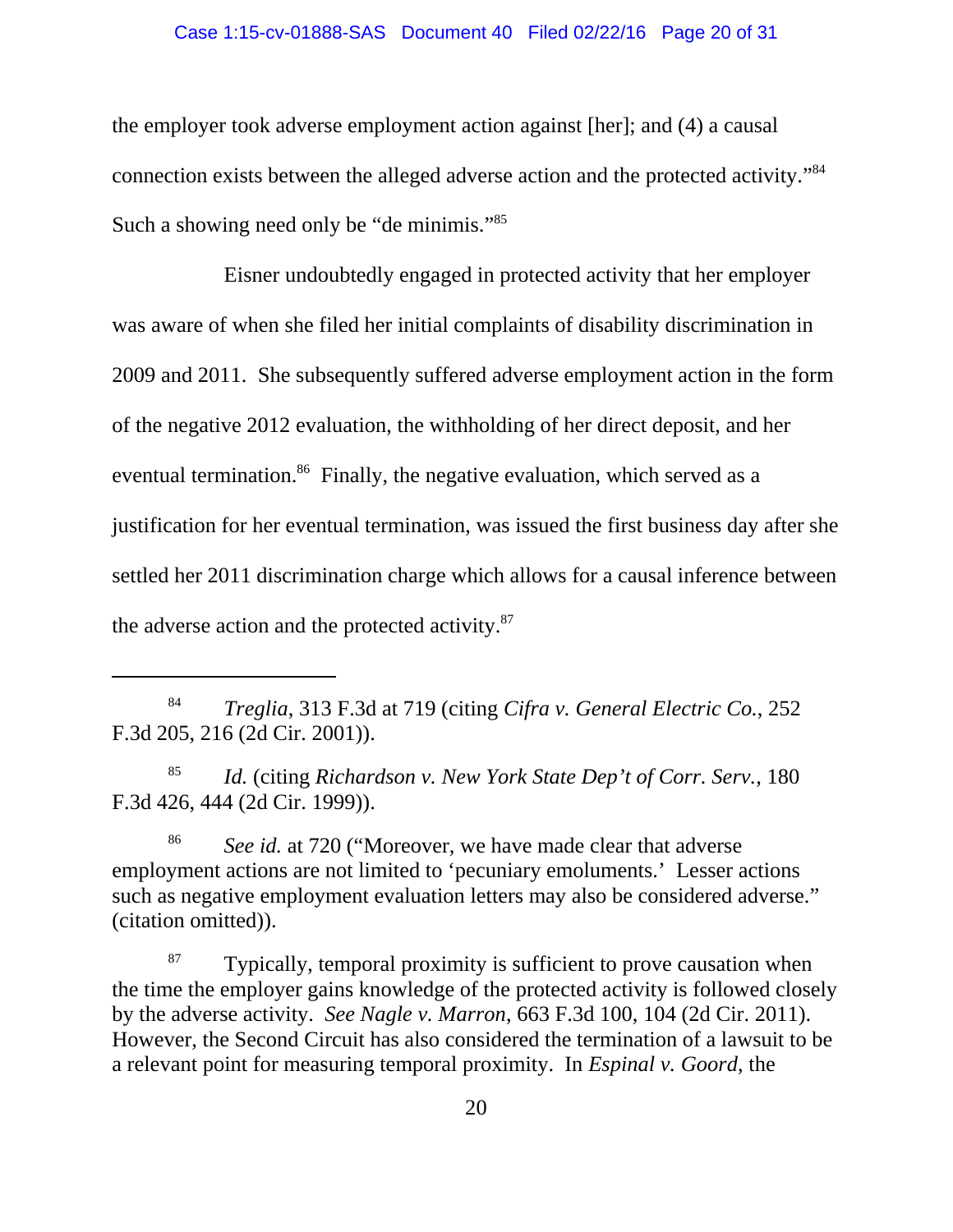the employer took adverse employment action against [her]; and (4) a causal connection exists between the alleged adverse action and the protected activity."[84] Such a showing need only be "de minimis."[85]

Eisner undoubtedly engaged in protected activity that her employer was aware of when she filed her initial complaints of disability discrimination in 2009 and 2011. She subsequently suffered adverse employment action in the form of the negative 2012 evaluation, the withholding of her direct deposit, and her eventual termination.[86] Finally, the negative evaluation, which served as a justification for her eventual termination, was issued the first business day after she settled her 2011 discrimination charge which allows for a causal inference between the adverse action and the protected activity.[87]

---

[84] *Treglia*, 313 F.3d at 719 (citing *Cifra v. General Electric Co.*, 252 F.3d 205, 216 (2d Cir. 2001)).

[85] *Id.* (citing *Richardson v. New York State Dep't of Corr. Serv.*, 180 F.3d 426, 444 (2d Cir. 1999)).

[86] *See id.* at 720 ("Moreover, we have made clear that adverse employment actions are not limited to 'pecuniary emoluments.' Lesser actions such as negative employment evaluation letters may also be considered adverse." (citation omitted)).

[87] Typically, temporal proximity is sufficient to prove causation when the time the employer gains knowledge of the protected activity is followed closely by the adverse activity. *See Nagle v. Marron*, 663 F.3d 100, 104 (2d Cir. 2011). However, the Second Circuit has also considered the termination of a lawsuit to be a relevant point for measuring temporal proximity. In *Espinal v. Goord*, the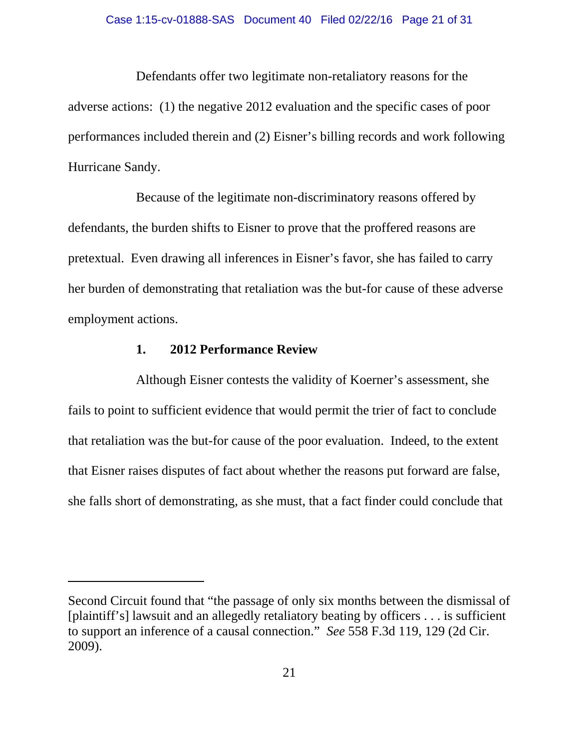Defendants offer two legitimate non-retaliatory reasons for the adverse actions: (1) the negative 2012 evaluation and the specific cases of poor performances included therein and (2) Eisner's billing records and work following Hurricane Sandy.

Because of the legitimate non-discriminatory reasons offered by defendants, the burden shifts to Eisner to prove that the proffered reasons are pretextual. Even drawing all inferences in Eisner's favor, she has failed to carry her burden of demonstrating that retaliation was the but-for cause of these adverse employment actions.

### 1. 2012 Performance Review

Although Eisner contests the validity of Koerner's assessment, she fails to point to sufficient evidence that would permit the trier of fact to conclude that retaliation was the but-for cause of the poor evaluation. Indeed, to the extent that Eisner raises disputes of fact about whether the reasons put forward are false, she falls short of demonstrating, as she must, that a fact finder could conclude that

---

Second Circuit found that "the passage of only six months between the dismissal of [plaintiff's] lawsuit and an allegedly retaliatory beating by officers . . . is sufficient to support an inference of a causal connection." *See* 558 F.3d 119, 129 (2d Cir. 2009).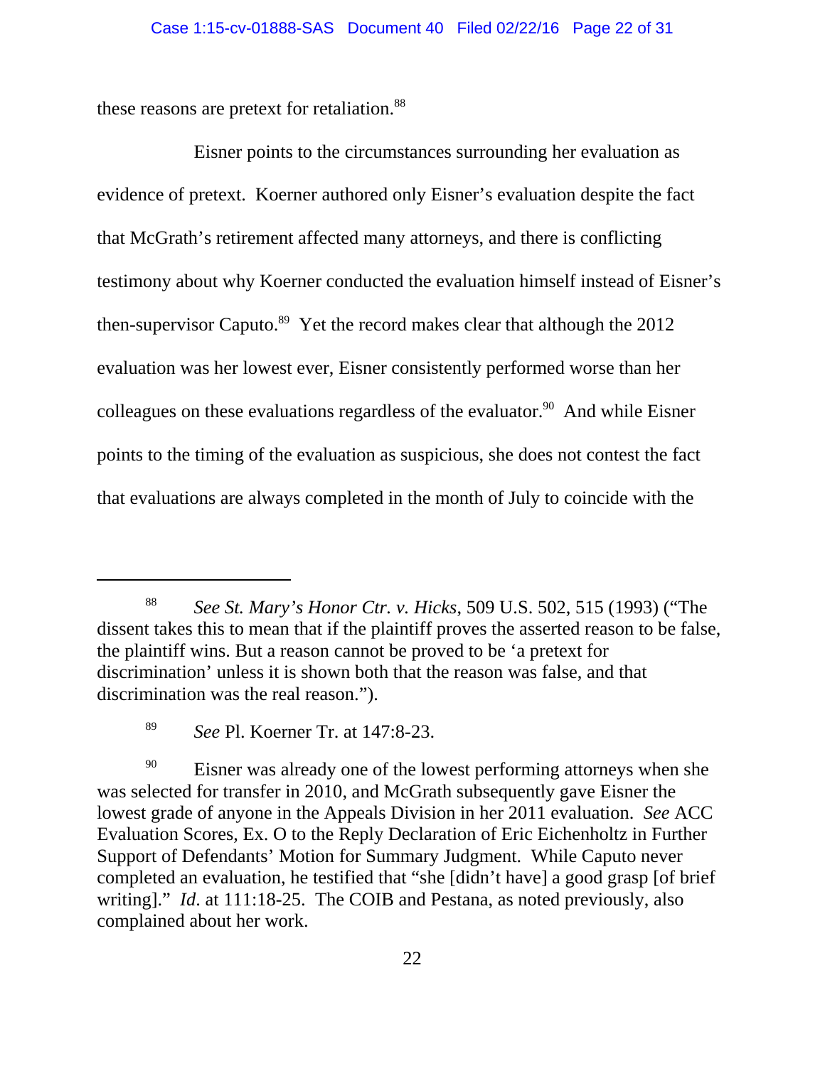these reasons are pretext for retaliation.[88]

Eisner points to the circumstances surrounding her evaluation as evidence of pretext. Koerner authored only Eisner's evaluation despite the fact that McGrath's retirement affected many attorneys, and there is conflicting testimony about why Koerner conducted the evaluation himself instead of Eisner's then-supervisor Caputo.[89] Yet the record makes clear that although the 2012 evaluation was her lowest ever, Eisner consistently performed worse than her colleagues on these evaluations regardless of the evaluator.[90] And while Eisner points to the timing of the evaluation as suspicious, she does not contest the fact that evaluations are always completed in the month of July to coincide with the

---

[88] *See St. Mary's Honor Ctr. v. Hicks*, 509 U.S. 502, 515 (1993) ("The dissent takes this to mean that if the plaintiff proves the asserted reason to be false, the plaintiff wins. But a reason cannot be proved to be 'a pretext for discrimination' unless it is shown both that the reason was false, and that discrimination was the real reason.").

[89] *See* Pl. Koerner Tr. at 147:8-23.

[90] Eisner was already one of the lowest performing attorneys when she was selected for transfer in 2010, and McGrath subsequently gave Eisner the lowest grade of anyone in the Appeals Division in her 2011 evaluation. *See* ACC Evaluation Scores, Ex. O to the Reply Declaration of Eric Eichenholtz in Further Support of Defendants' Motion for Summary Judgment. While Caputo never completed an evaluation, he testified that "she [didn't have] a good grasp [of brief writing]." *Id*. at 111:18-25. The COIB and Pestana, as noted previously, also complained about her work.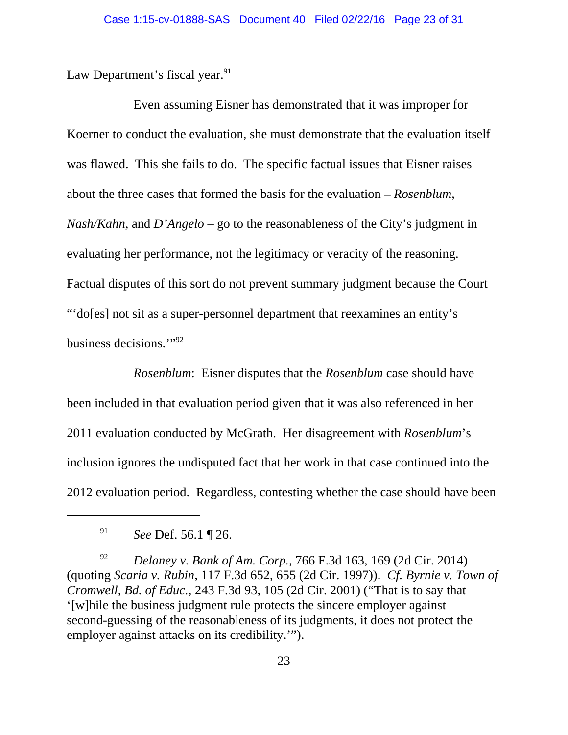Law Department's fiscal year.[91]

Even assuming Eisner has demonstrated that it was improper for Koerner to conduct the evaluation, she must demonstrate that the evaluation itself was flawed. This she fails to do. The specific factual issues that Eisner raises about the three cases that formed the basis for the evaluation – *Rosenblum*, *Nash/Kahn*, and *D'Angelo* – go to the reasonableness of the City's judgment in evaluating her performance, not the legitimacy or veracity of the reasoning. Factual disputes of this sort do not prevent summary judgment because the Court "'do[es] not sit as a super-personnel department that reexamines an entity's business decisions.'"[92]

*Rosenblum*: Eisner disputes that the *Rosenblum* case should have been included in that evaluation period given that it was also referenced in her 2011 evaluation conducted by McGrath. Her disagreement with *Rosenblum*'s inclusion ignores the undisputed fact that her work in that case continued into the 2012 evaluation period. Regardless, contesting whether the case should have been

---

[91] *See* Def. 56.1 ¶ 26.

[92] *Delaney v. Bank of Am. Corp.*, 766 F.3d 163, 169 (2d Cir. 2014) (quoting *Scaria v. Rubin*, 117 F.3d 652, 655 (2d Cir. 1997)). *Cf. Byrnie v. Town of Cromwell, Bd. of Educ.*, 243 F.3d 93, 105 (2d Cir. 2001) ("That is to say that '[w]hile the business judgment rule protects the sincere employer against second-guessing of the reasonableness of its judgments, it does not protect the employer against attacks on its credibility.'").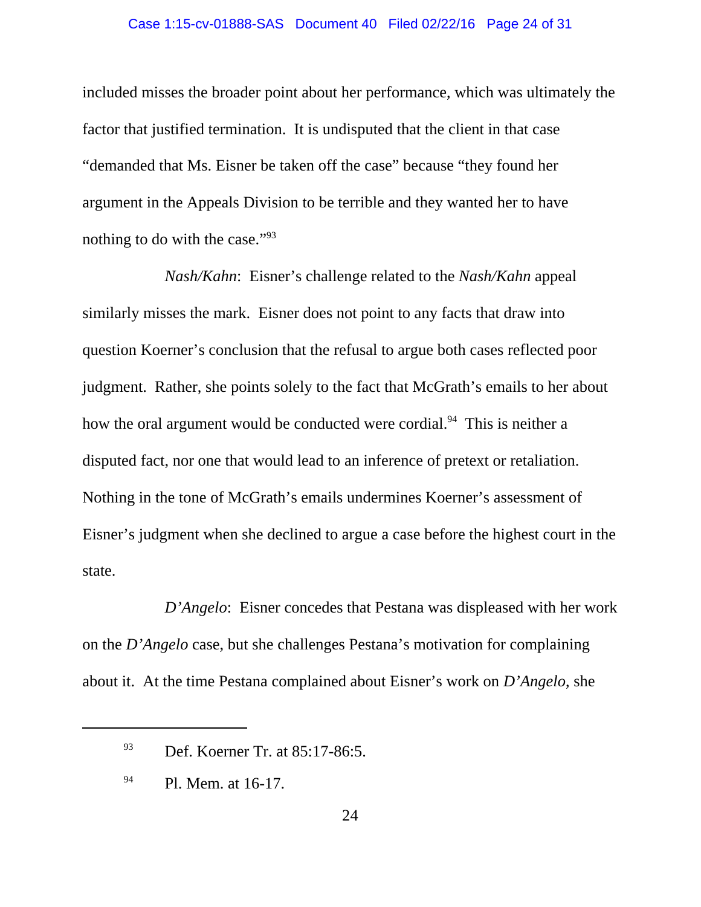included misses the broader point about her performance, which was ultimately the factor that justified termination. It is undisputed that the client in that case "demanded that Ms. Eisner be taken off the case" because "they found her argument in the Appeals Division to be terrible and they wanted her to have nothing to do with the case."[93]

*Nash/Kahn*: Eisner's challenge related to the *Nash/Kahn* appeal similarly misses the mark. Eisner does not point to any facts that draw into question Koerner's conclusion that the refusal to argue both cases reflected poor judgment. Rather, she points solely to the fact that McGrath's emails to her about how the oral argument would be conducted were cordial.[94] This is neither a disputed fact, nor one that would lead to an inference of pretext or retaliation. Nothing in the tone of McGrath's emails undermines Koerner's assessment of Eisner's judgment when she declined to argue a case before the highest court in the state.

*D'Angelo*: Eisner concedes that Pestana was displeased with her work on the *D'Angelo* case, but she challenges Pestana's motivation for complaining about it. At the time Pestana complained about Eisner's work on *D'Angelo*, she

---

[93] Def. Koerner Tr. at 85:17-86:5.

[94] Pl. Mem. at 16-17.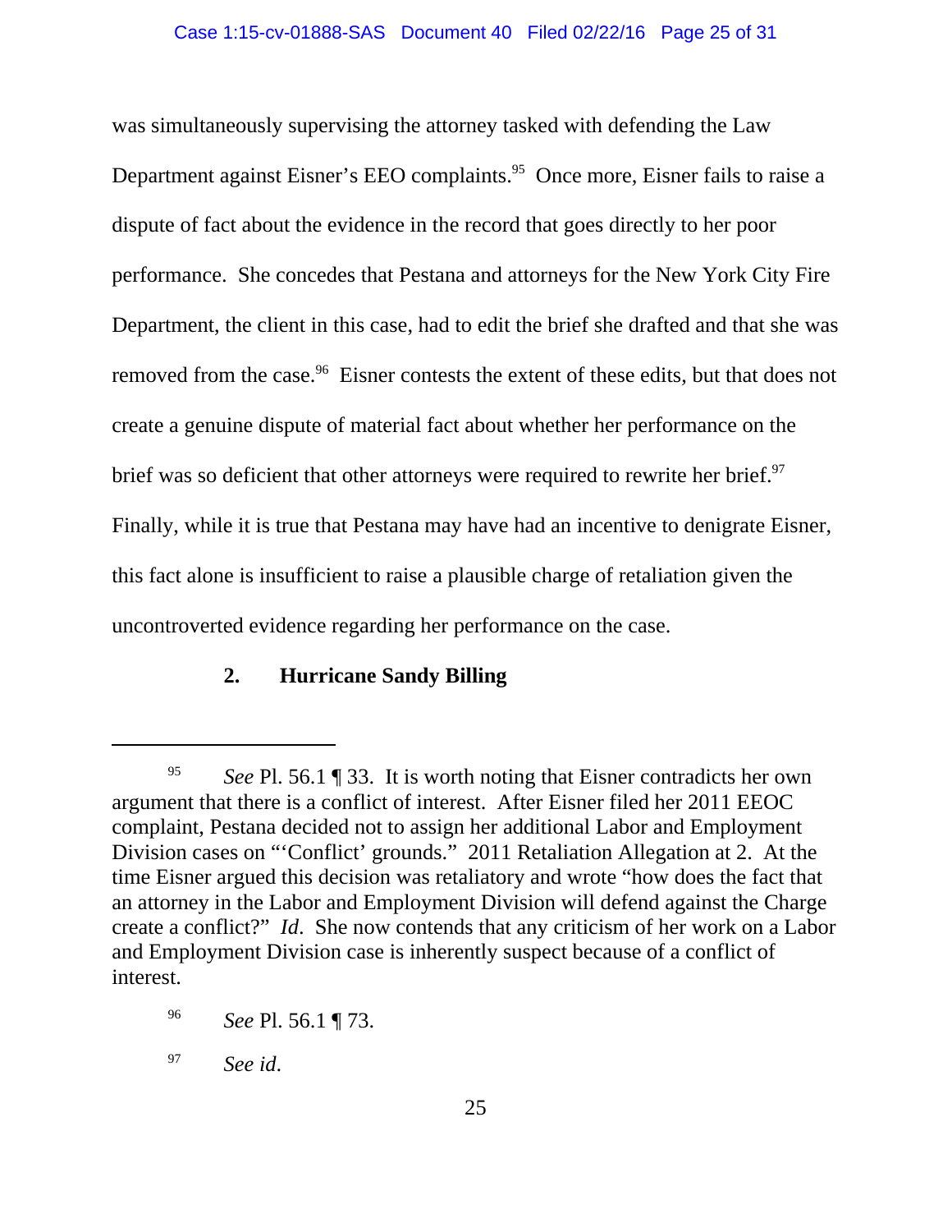was simultaneously supervising the attorney tasked with defending the Law Department against Eisner's EEO complaints.[95] Once more, Eisner fails to raise a dispute of fact about the evidence in the record that goes directly to her poor performance. She concedes that Pestana and attorneys for the New York City Fire Department, the client in this case, had to edit the brief she drafted and that she was removed from the case.[96] Eisner contests the extent of these edits, but that does not create a genuine dispute of material fact about whether her performance on the brief was so deficient that other attorneys were required to rewrite her brief.[97] Finally, while it is true that Pestana may have had an incentive to denigrate Eisner, this fact alone is insufficient to raise a plausible charge of retaliation given the uncontroverted evidence regarding her performance on the case.

### 2. Hurricane Sandy Billing

---

[95] *See* Pl. 56.1 ¶ 33. It is worth noting that Eisner contradicts her own argument that there is a conflict of interest. After Eisner filed her 2011 EEOC complaint, Pestana decided not to assign her additional Labor and Employment Division cases on "'Conflict' grounds." 2011 Retaliation Allegation at 2. At the time Eisner argued this decision was retaliatory and wrote "how does the fact that an attorney in the Labor and Employment Division will defend against the Charge create a conflict?" *Id*. She now contends that any criticism of her work on a Labor and Employment Division case is inherently suspect because of a conflict of interest.

[96] *See* Pl. 56.1 ¶ 73.

[97] *See id*.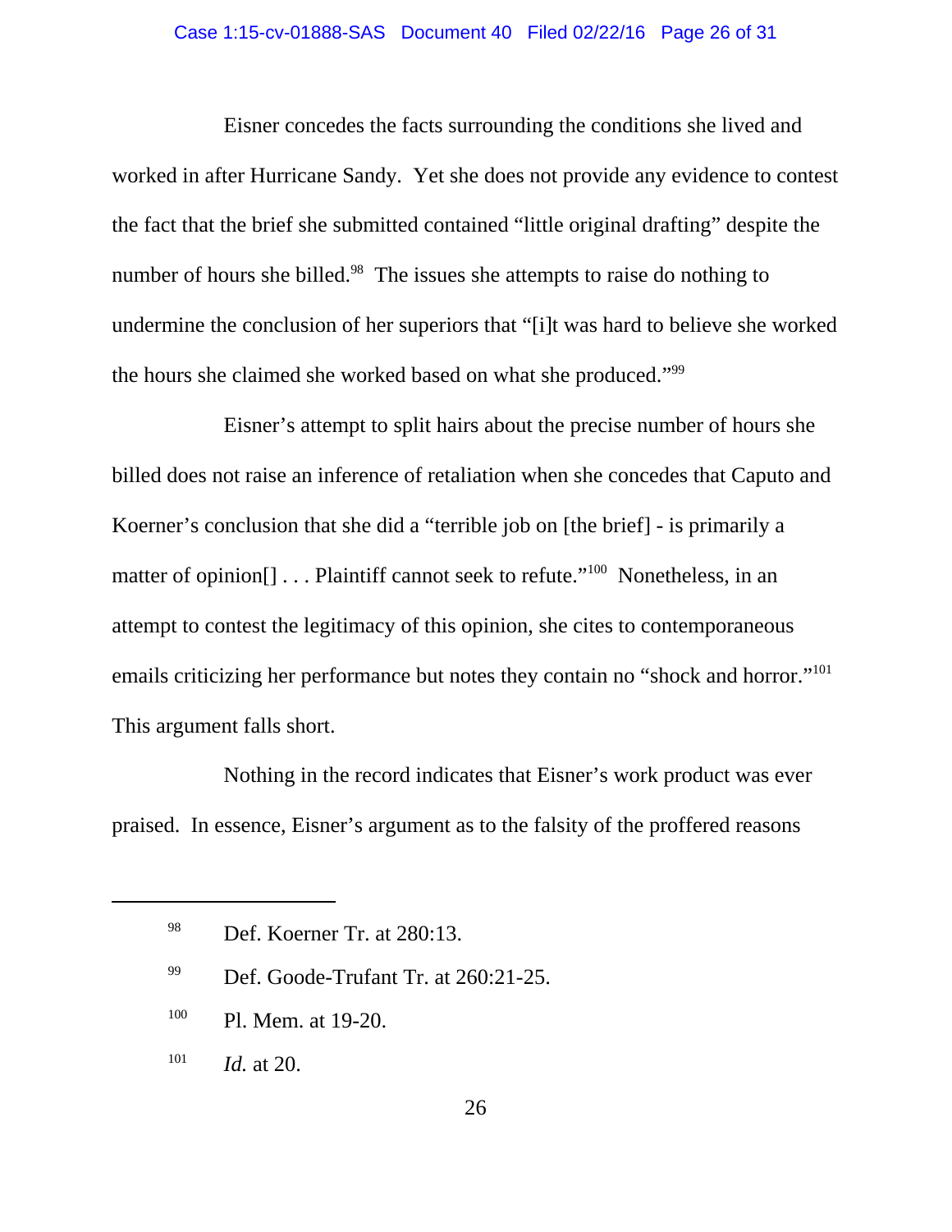Eisner concedes the facts surrounding the conditions she lived and worked in after Hurricane Sandy. Yet she does not provide any evidence to contest the fact that the brief she submitted contained "little original drafting" despite the number of hours she billed.[98] The issues she attempts to raise do nothing to undermine the conclusion of her superiors that "[i]t was hard to believe she worked the hours she claimed she worked based on what she produced."[99]

Eisner's attempt to split hairs about the precise number of hours she billed does not raise an inference of retaliation when she concedes that Caputo and Koerner's conclusion that she did a "terrible job on [the brief] - is primarily a matter of opinion[] . . . Plaintiff cannot seek to refute."[100] Nonetheless, in an attempt to contest the legitimacy of this opinion, she cites to contemporaneous emails criticizing her performance but notes they contain no "shock and horror."[101] This argument falls short.

Nothing in the record indicates that Eisner's work product was ever praised. In essence, Eisner's argument as to the falsity of the proffered reasons

---

[98] Def. Koerner Tr. at 280:13.

[99] Def. Goode-Trufant Tr. at 260:21-25.

[100] Pl. Mem. at 19-20.

[101] *Id.* at 20.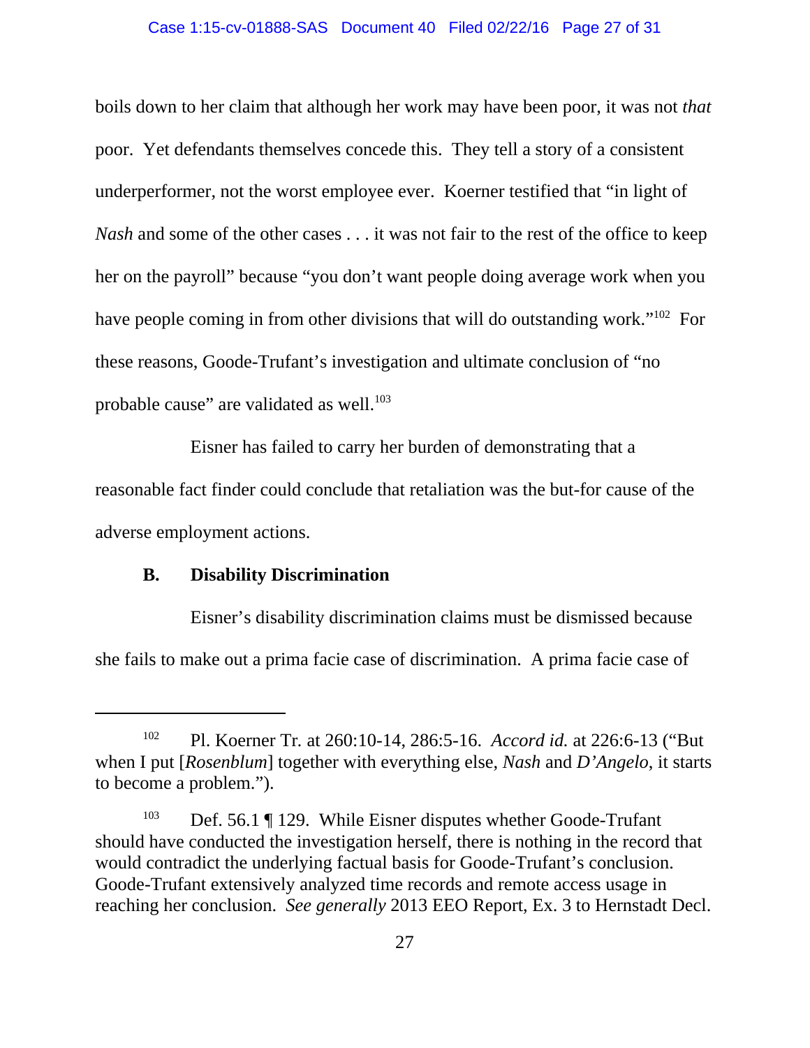boils down to her claim that although her work may have been poor, it was not *that* poor. Yet defendants themselves concede this. They tell a story of a consistent underperformer, not the worst employee ever. Koerner testified that "in light of *Nash* and some of the other cases . . . it was not fair to the rest of the office to keep her on the payroll" because "you don't want people doing average work when you have people coming in from other divisions that will do outstanding work."[102] For these reasons, Goode-Trufant's investigation and ultimate conclusion of "no probable cause" are validated as well.[103]

Eisner has failed to carry her burden of demonstrating that a reasonable fact finder could conclude that retaliation was the but-for cause of the adverse employment actions.

### B. Disability Discrimination

Eisner's disability discrimination claims must be dismissed because she fails to make out a prima facie case of discrimination. A prima facie case of

---

[102] Pl. Koerner Tr. at 260:10-14, 286:5-16. *Accord id.* at 226:6-13 ("But when I put [*Rosenblum*] together with everything else, *Nash* and *D'Angelo*, it starts to become a problem.").

[103] Def. 56.1 ¶ 129. While Eisner disputes whether Goode-Trufant should have conducted the investigation herself, there is nothing in the record that would contradict the underlying factual basis for Goode-Trufant's conclusion. Goode-Trufant extensively analyzed time records and remote access usage in reaching her conclusion. *See generally* 2013 EEO Report, Ex. 3 to Hernstadt Decl.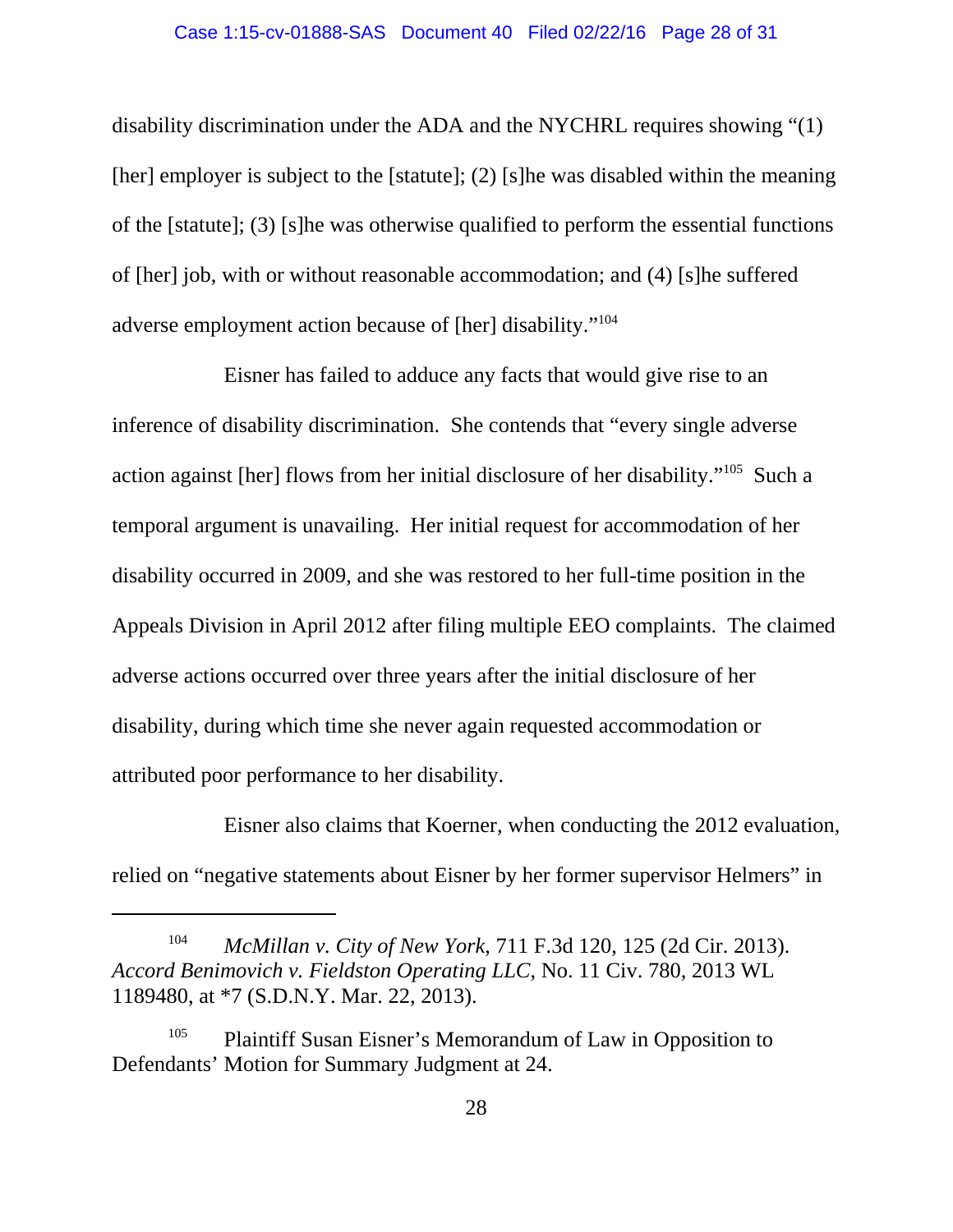disability discrimination under the ADA and the NYCHRL requires showing "(1) [her] employer is subject to the [statute]; (2) [s]he was disabled within the meaning of the [statute]; (3) [s]he was otherwise qualified to perform the essential functions of [her] job, with or without reasonable accommodation; and (4) [s]he suffered adverse employment action because of [her] disability."[104]

Eisner has failed to adduce any facts that would give rise to an inference of disability discrimination. She contends that "every single adverse action against [her] flows from her initial disclosure of her disability."[105] Such a temporal argument is unavailing. Her initial request for accommodation of her disability occurred in 2009, and she was restored to her full-time position in the Appeals Division in April 2012 after filing multiple EEO complaints. The claimed adverse actions occurred over three years after the initial disclosure of her disability, during which time she never again requested accommodation or attributed poor performance to her disability.

Eisner also claims that Koerner, when conducting the 2012 evaluation, relied on "negative statements about Eisner by her former supervisor Helmers" in

---

[104] *McMillan v. City of New York*, 711 F.3d 120, 125 (2d Cir. 2013). *Accord Benimovich v. Fieldston Operating LLC*, No. 11 Civ. 780, 2013 WL 1189480, at *7 (S.D.N.Y. Mar. 22, 2013).

[105] Plaintiff Susan Eisner's Memorandum of Law in Opposition to Defendants' Motion for Summary Judgment at 24.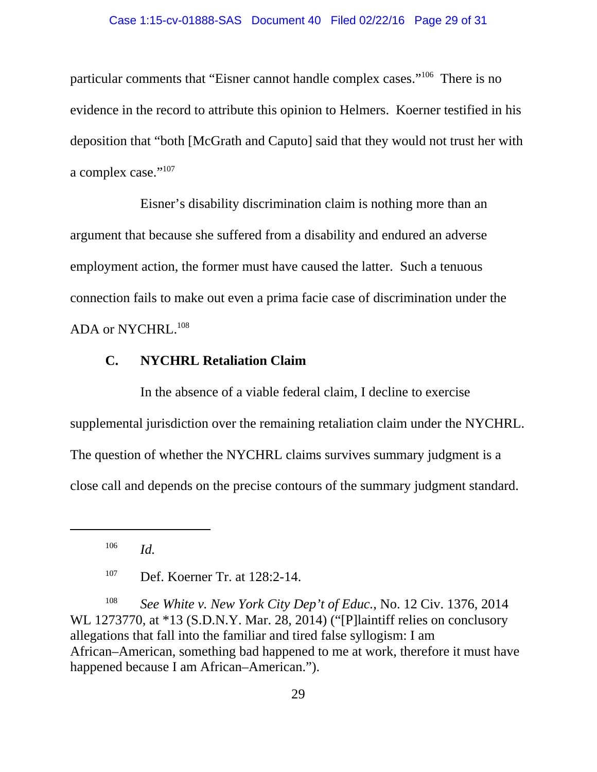particular comments that "Eisner cannot handle complex cases."[106] There is no evidence in the record to attribute this opinion to Helmers. Koerner testified in his deposition that "both [McGrath and Caputo] said that they would not trust her with a complex case."[107]

Eisner's disability discrimination claim is nothing more than an argument that because she suffered from a disability and endured an adverse employment action, the former must have caused the latter. Such a tenuous connection fails to make out even a prima facie case of discrimination under the ADA or NYCHRL.[108]

### C. NYCHRL Retaliation Claim

In the absence of a viable federal claim, I decline to exercise supplemental jurisdiction over the remaining retaliation claim under the NYCHRL. The question of whether the NYCHRL claims survives summary judgment is a close call and depends on the precise contours of the summary judgment standard.

---

[106] *Id.*

[107] Def. Koerner Tr. at 128:2-14.

[108] *See White v. New York City Dep't of Educ.*, No. 12 Civ. 1376, 2014 WL 1273770, at *13 (S.D.N.Y. Mar. 28, 2014) ("[P]laintiff relies on conclusory allegations that fall into the familiar and tired false syllogism: I am African–American, something bad happened to me at work, therefore it must have happened because I am African–American.").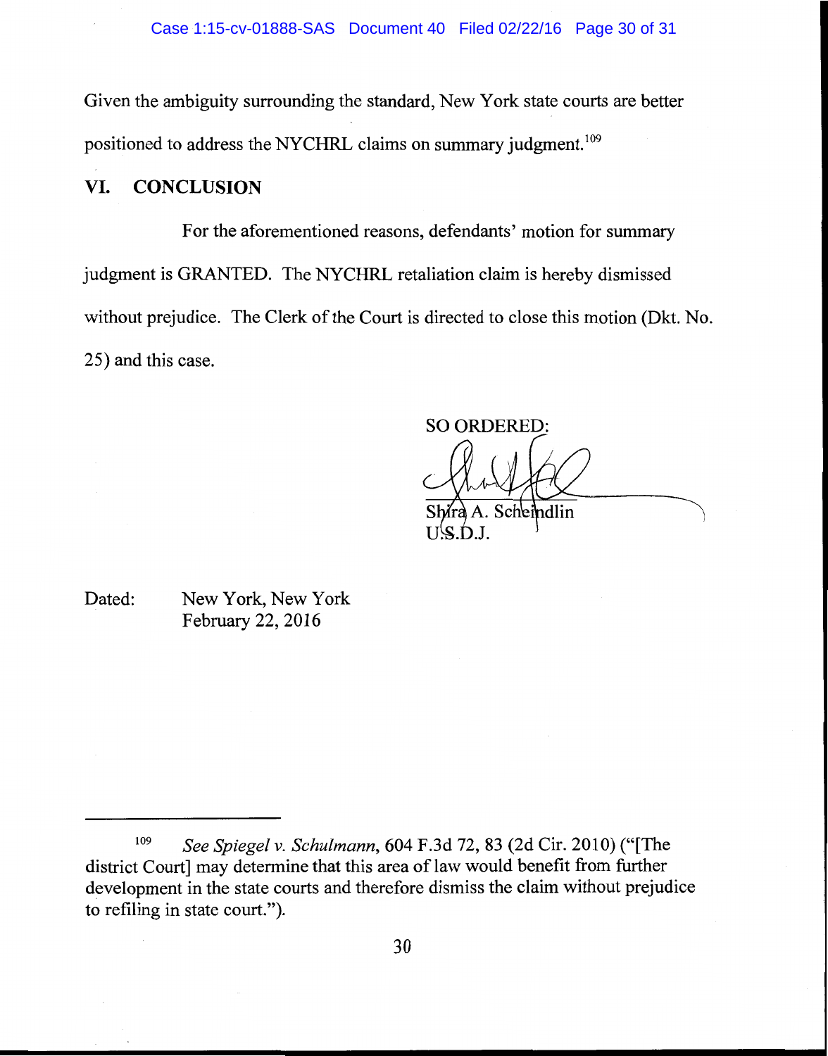Given the ambiguity surrounding the standard, New York state courts are better positioned to address the NYCHRL claims on summary judgment.[109]

## VI. CONCLUSION

For the aforementioned reasons, defendants' motion for summary judgment is GRANTED. The NYCHRL retaliation claim is hereby dismissed without prejudice. The Clerk of the Court is directed to close this motion (Dkt. No. 25) and this case.

SO ORDERED:

Shira A. Scheindlin
U.S.D.J.

Dated: New York, New York
February 22, 2016

---

[109] *See Spiegel v. Schulmann*, 604 F.3d 72, 83 (2d Cir. 2010) ("[The district Court] may determine that this area of law would benefit from further development in the state courts and therefore dismiss the claim without prejudice to refiling in state court.").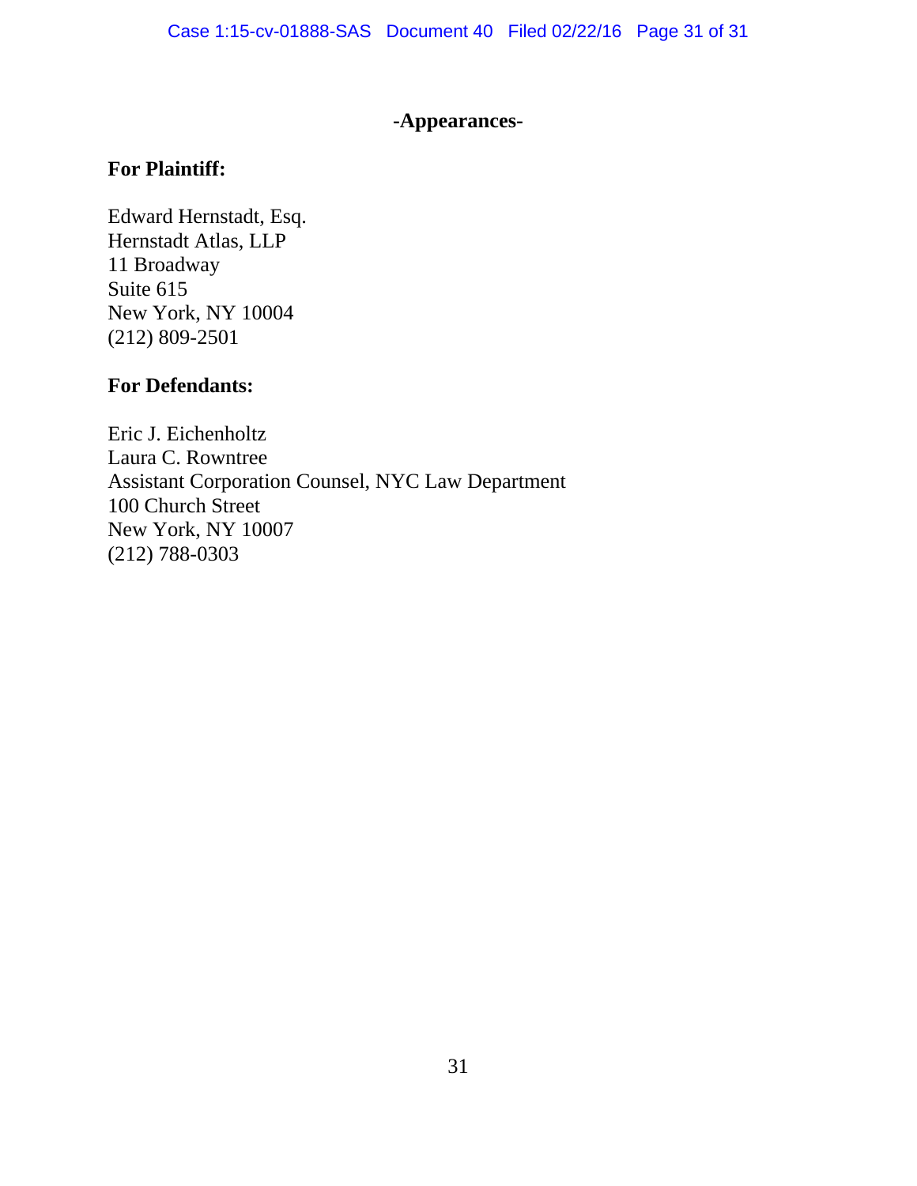**-Appearances-**

**For Plaintiff:**

Edward Hernstadt, Esq.
Hernstadt Atlas, LLP
11 Broadway
Suite 615
New York, NY 10004
(212) 809-2501

**For Defendants:**

Eric J. Eichenholtz
Laura C. Rowntree
Assistant Corporation Counsel, NYC Law Department
100 Church Street
New York, NY 10007
(212) 788-0303